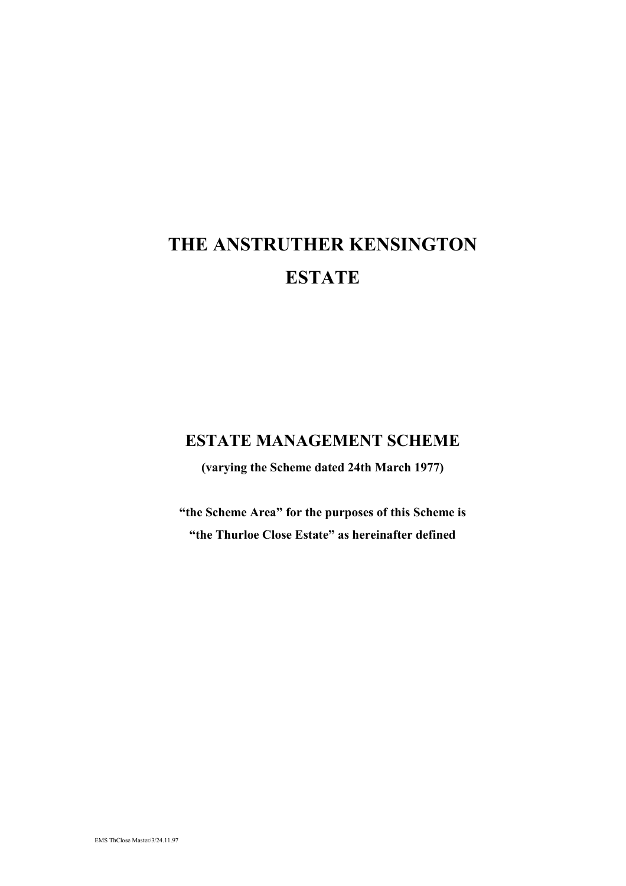# THE ANSTRUTHER KENSINGTON ESTATE

## ESTATE MANAGEMENT SCHEME

**(varying the Scheme dated 24th March 1977)**

**"the Scheme Area" for the purposes of this Scheme is "the Thurloe Close Estate" as hereinafter defined**

EMS ThClose Master/3/24.11.97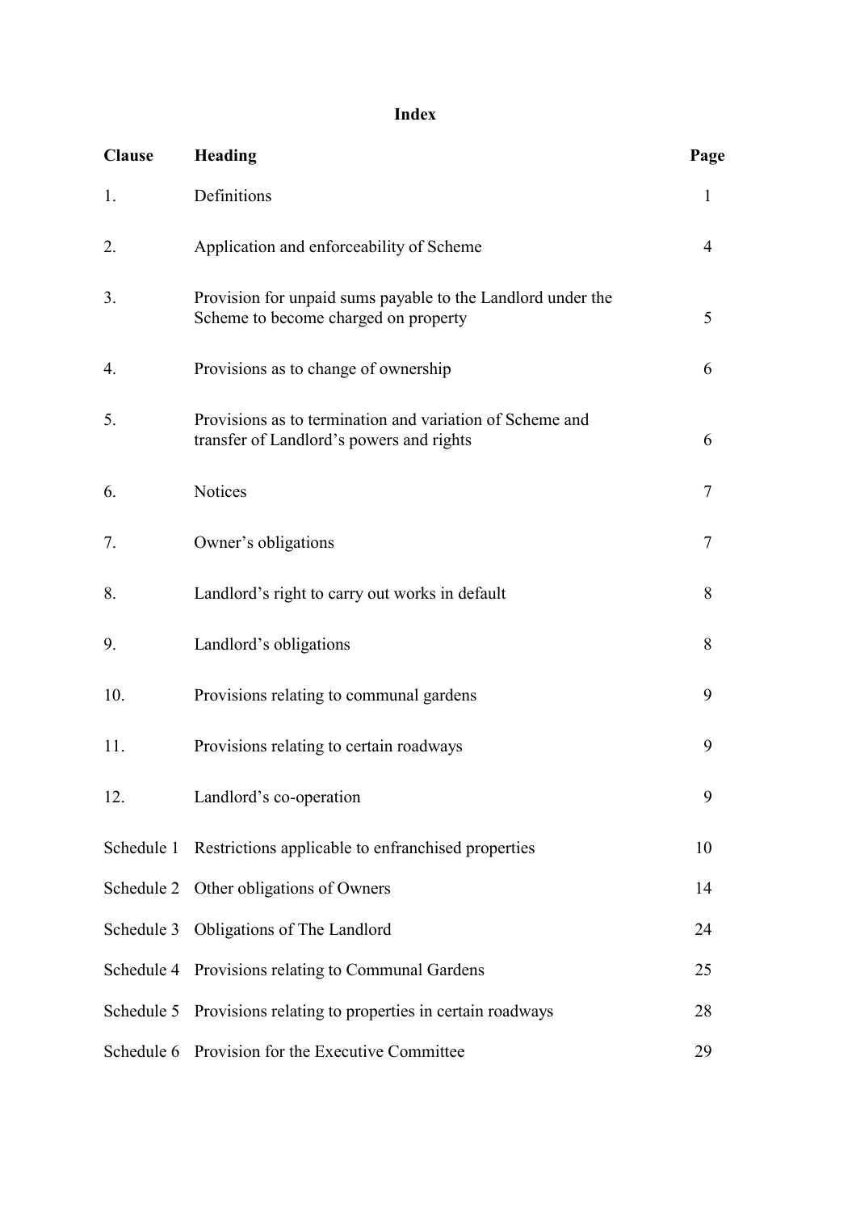# Index

| Clause | Heading | Page |
|---|---|---|
| 1. | Definitions | 1 |
| 2. | Application and enforceability of Scheme | 4 |
| 3. | Provision for unpaid sums payable to the Landlord under the Scheme to become charged on property | 5 |
| 4. | Provisions as to change of ownership | 6 |
| 5. | Provisions as to termination and variation of Scheme and transfer of Landlord's powers and rights | 6 |
| 6. | Notices | 7 |
| 7. | Owner's obligations | 7 |
| 8. | Landlord's right to carry out works in default | 8 |
| 9. | Landlord's obligations | 8 |
| 10. | Provisions relating to communal gardens | 9 |
| 11. | Provisions relating to certain roadways | 9 |
| 12. | Landlord's co-operation | 9 |
| Schedule 1 | Restrictions applicable to enfranchised properties | 10 |
| Schedule 2 | Other obligations of Owners | 14 |
| Schedule 3 | Obligations of The Landlord | 24 |
| Schedule 4 | Provisions relating to Communal Gardens | 25 |
| Schedule 5 | Provisions relating to properties in certain roadways | 28 |
| Schedule 6 | Provision for the Executive Committee | 29 |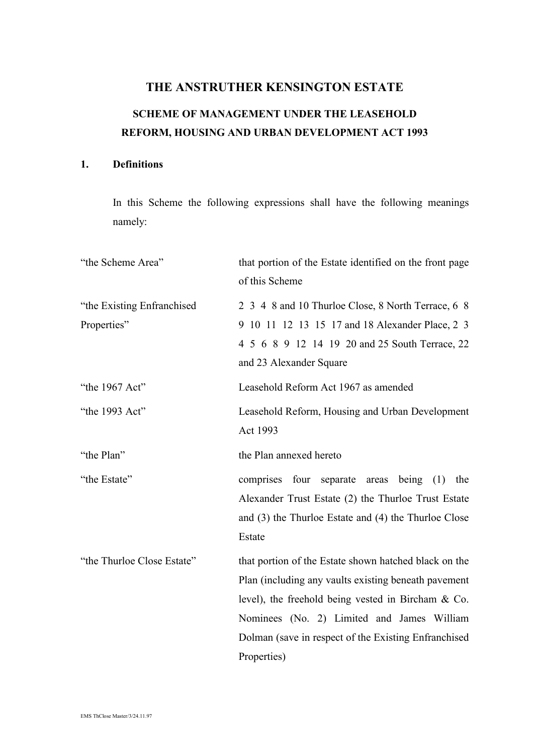# THE ANSTRUTHER KENSINGTON ESTATE

## SCHEME OF MANAGEMENT UNDER THE LEASEHOLD REFORM, HOUSING AND URBAN DEVELOPMENT ACT 1993

### 1. Definitions

In this Scheme the following expressions shall have the following meanings namely:

| | |
|---|---|
| "the Scheme Area" | that portion of the Estate identified on the front page of this Scheme |
| "the Existing Enfranchised Properties" | 2 3 4 8 and 10 Thurloe Close, 8 North Terrace, 6 8 9 10 11 12 13 15 17 and 18 Alexander Place, 2 3 4 5 6 8 9 12 14 19 20 and 25 South Terrace, 22 and 23 Alexander Square |
| "the 1967 Act" | Leasehold Reform Act 1967 as amended |
| "the 1993 Act" | Leasehold Reform, Housing and Urban Development Act 1993 |
| "the Plan" | the Plan annexed hereto |
| "the Estate" | comprises four separate areas being (1) the Alexander Trust Estate (2) the Thurloe Trust Estate and (3) the Thurloe Estate and (4) the Thurloe Close Estate |
| "the Thurloe Close Estate" | that portion of the Estate shown hatched black on the Plan (including any vaults existing beneath pavement level), the freehold being vested in Bircham & Co. Nominees (No. 2) Limited and James William Dolman (save in respect of the Existing Enfranchised Properties) |

EMS ThClose Master/3/24.11.97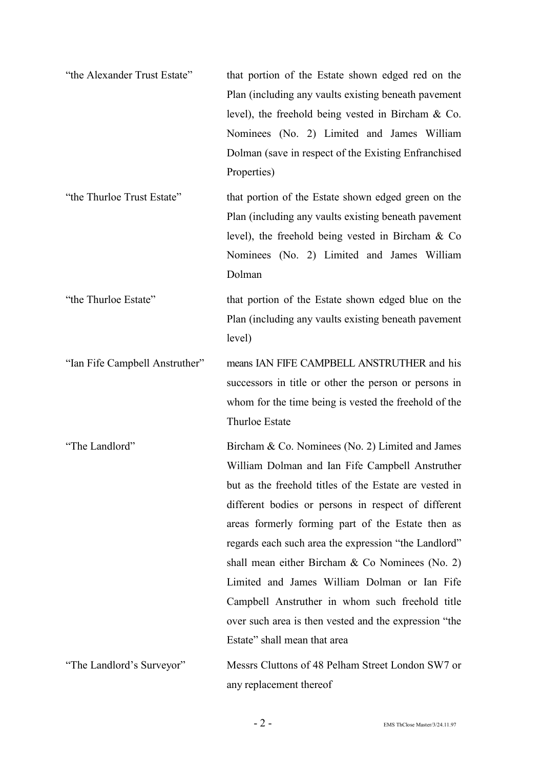| | |
|---|---|
| "the Alexander Trust Estate" | that portion of the Estate shown edged red on the Plan (including any vaults existing beneath pavement level), the freehold being vested in Bircham & Co. Nominees (No. 2) Limited and James William Dolman (save in respect of the Existing Enfranchised Properties) |
| "the Thurloe Trust Estate" | that portion of the Estate shown edged green on the Plan (including any vaults existing beneath pavement level), the freehold being vested in Bircham & Co Nominees (No. 2) Limited and James William Dolman |
| "the Thurloe Estate" | that portion of the Estate shown edged blue on the Plan (including any vaults existing beneath pavement level) |
| "Ian Fife Campbell Anstruther" | means IAN FIFE CAMPBELL ANSTRUTHER and his successors in title or other the person or persons in whom for the time being is vested the freehold of the Thurloe Estate |
| "The Landlord" | Bircham & Co. Nominees (No. 2) Limited and James William Dolman and Ian Fife Campbell Anstruther but as the freehold titles of the Estate are vested in different bodies or persons in respect of different areas formerly forming part of the Estate then as regards each such area the expression "the Landlord" shall mean either Bircham & Co Nominees (No. 2) Limited and James William Dolman or Ian Fife Campbell Anstruther in whom such freehold title over such area is then vested and the expression "the Estate" shall mean that area |
| "The Landlord's Surveyor" | Messrs Cluttons of 48 Pelham Street London SW7 or any replacement thereof |

EMS ThClose Master/3/24.11.97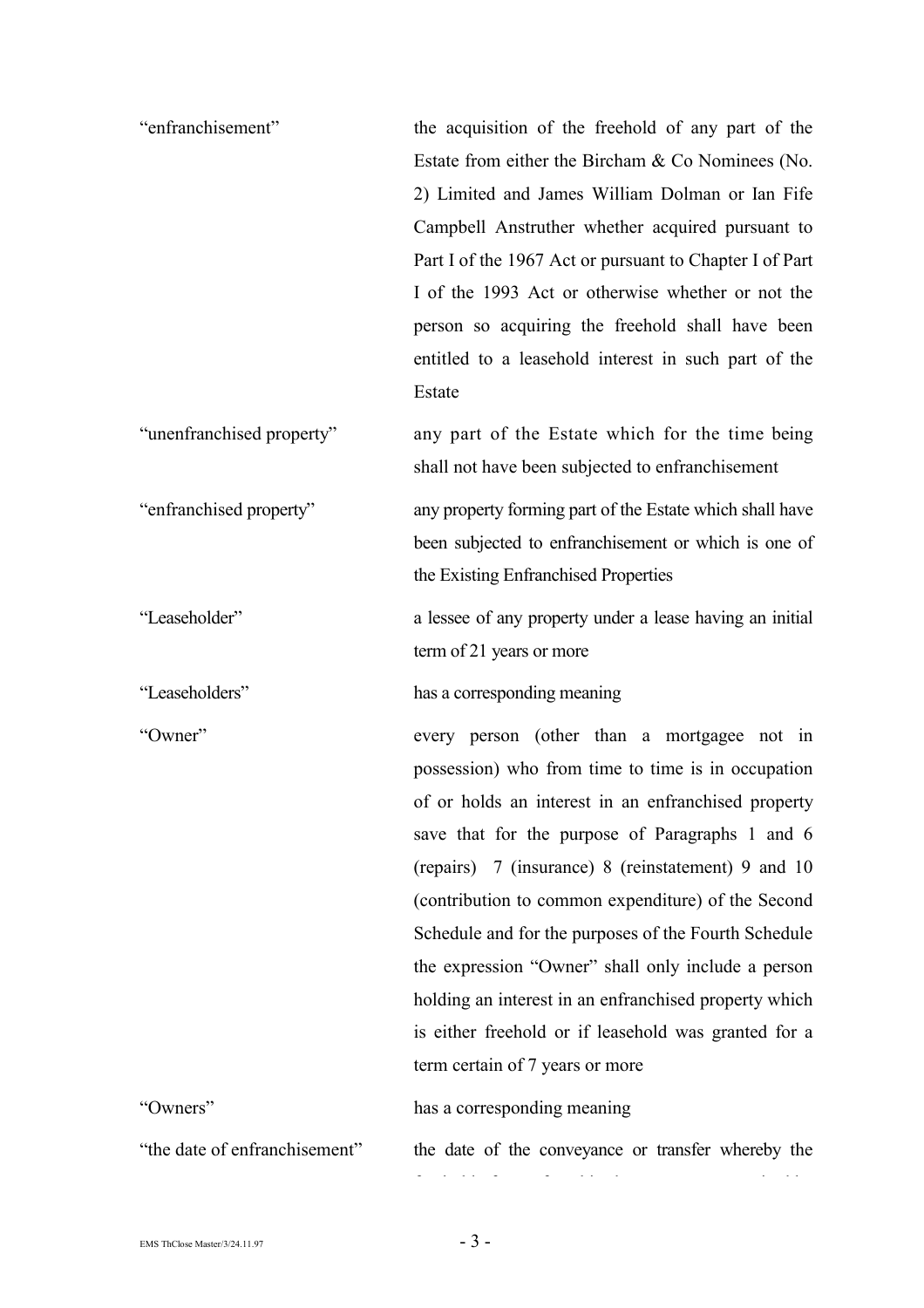| | |
|---|---|
| "enfranchisement" | the acquisition of the freehold of any part of the Estate from either the Bircham & Co Nominees (No. 2) Limited and James William Dolman or Ian Fife Campbell Anstruther whether acquired pursuant to Part I of the 1967 Act or pursuant to Chapter I of Part I of the 1993 Act or otherwise whether or not the person so acquiring the freehold shall have been entitled to a leasehold interest in such part of the Estate |
| "unenfranchised property" | any part of the Estate which for the time being shall not have been subjected to enfranchisement |
| "enfranchised property" | any property forming part of the Estate which shall have been subjected to enfranchisement or which is one of the Existing Enfranchised Properties |
| "Leaseholder" | a lessee of any property under a lease having an initial term of 21 years or more |
| "Leaseholders" | has a corresponding meaning |
| "Owner" | every person (other than a mortgagee not in possession) who from time to time is in occupation of or holds an interest in an enfranchised property save that for the purpose of Paragraphs 1 and 6 (repairs) 7 (insurance) 8 (reinstatement) 9 and 10 (contribution to common expenditure) of the Second Schedule and for the purposes of the Fourth Schedule the expression "Owner" shall only include a person holding an interest in an enfranchised property which is either freehold or if leasehold was granted for a term certain of 7 years or more |
| "Owners" | has a corresponding meaning |
| "the date of enfranchisement" | the date of the conveyance or transfer whereby the |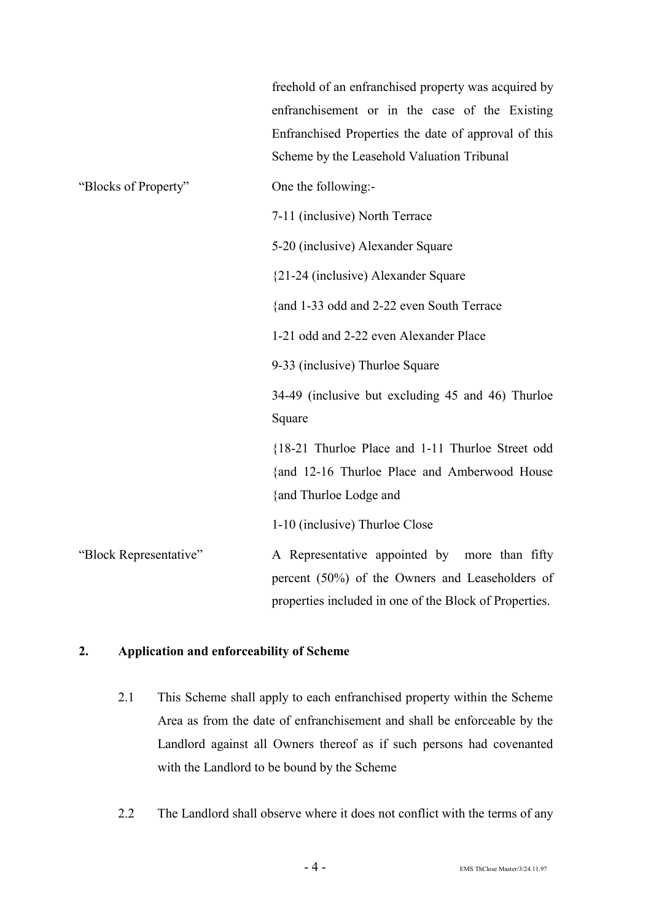freehold of an enfranchised property was acquired by enfranchisement or in the case of the Existing Enfranchised Properties the date of approval of this Scheme by the Leasehold Valuation Tribunal

| | |
|---|---|
| "Blocks of Property" | One the following:- |
| | 7-11 (inclusive) North Terrace |
| | 5-20 (inclusive) Alexander Square |
| | {21-24 (inclusive) Alexander Square |
| | {and 1-33 odd and 2-22 even South Terrace |
| | 1-21 odd and 2-22 even Alexander Place |
| | 9-33 (inclusive) Thurloe Square |
| | 34-49 (inclusive but excluding 45 and 46) Thurloe Square |
| | {18-21 Thurloe Place and 1-11 Thurloe Street odd {and 12-16 Thurloe Place and Amberwood House {and Thurloe Lodge and |
| | 1-10 (inclusive) Thurloe Close |
| "Block Representative" | A Representative appointed by more than fifty percent (50%) of the Owners and Leaseholders of properties included in one of the Block of Properties. |

## 2. Application and enforceability of Scheme

2.1 This Scheme shall apply to each enfranchised property within the Scheme Area as from the date of enfranchisement and shall be enforceable by the Landlord against all Owners thereof as if such persons had covenanted with the Landlord to be bound by the Scheme

2.2 The Landlord shall observe where it does not conflict with the terms of any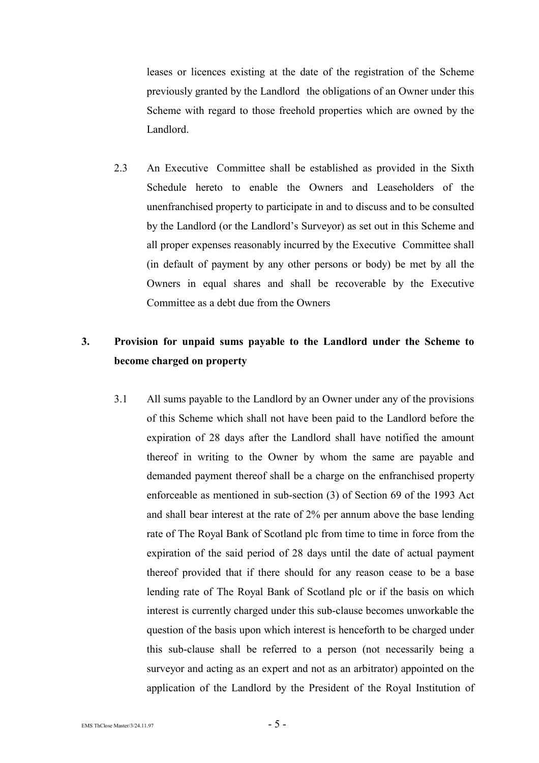leases or licences existing at the date of the registration of the Scheme previously granted by the Landlord the obligations of an Owner under this Scheme with regard to those freehold properties which are owned by the Landlord.

2.3 An Executive Committee shall be established as provided in the Sixth Schedule hereto to enable the Owners and Leaseholders of the unenfranchised property to participate in and to discuss and to be consulted by the Landlord (or the Landlord's Surveyor) as set out in this Scheme and all proper expenses reasonably incurred by the Executive Committee shall (in default of payment by any other persons or body) be met by all the Owners in equal shares and shall be recoverable by the Executive Committee as a debt due from the Owners

## 3. Provision for unpaid sums payable to the Landlord under the Scheme to become charged on property

3.1 All sums payable to the Landlord by an Owner under any of the provisions of this Scheme which shall not have been paid to the Landlord before the expiration of 28 days after the Landlord shall have notified the amount thereof in writing to the Owner by whom the same are payable and demanded payment thereof shall be a charge on the enfranchised property enforceable as mentioned in sub-section (3) of Section 69 of the 1993 Act and shall bear interest at the rate of 2% per annum above the base lending rate of The Royal Bank of Scotland plc from time to time in force from the expiration of the said period of 28 days until the date of actual payment thereof provided that if there should for any reason cease to be a base lending rate of The Royal Bank of Scotland plc or if the basis on which interest is currently charged under this sub-clause becomes unworkable the question of the basis upon which interest is henceforth to be charged under this sub-clause shall be referred to a person (not necessarily being a surveyor and acting as an expert and not as an arbitrator) appointed on the application of the Landlord by the President of the Royal Institution of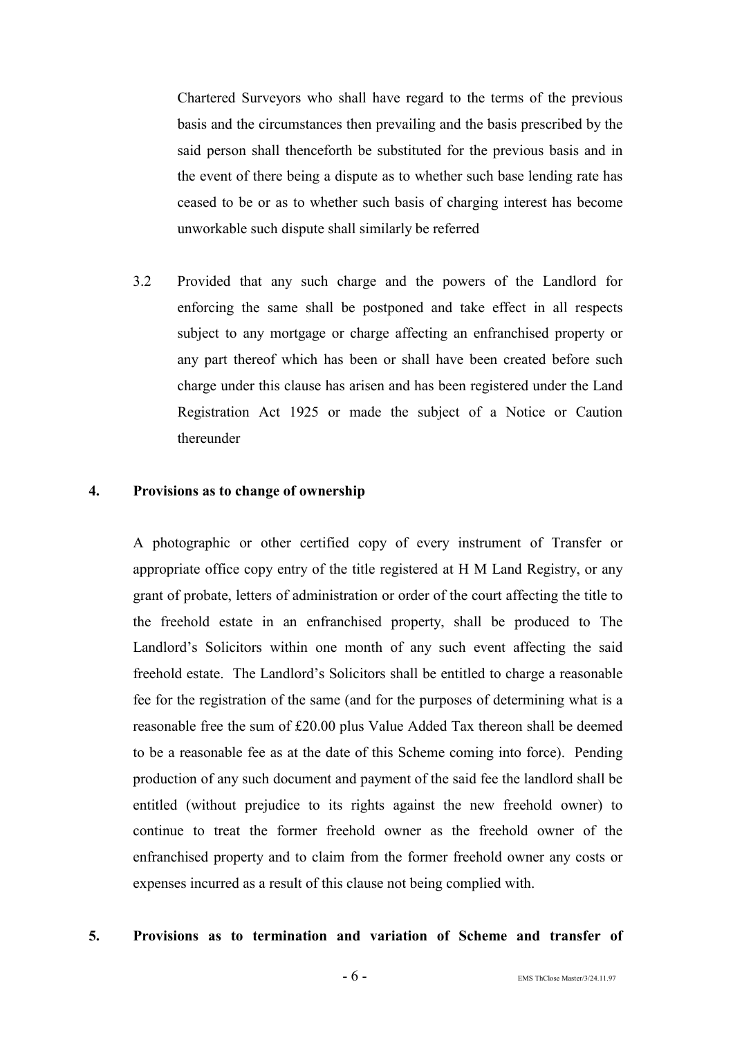Chartered Surveyors who shall have regard to the terms of the previous basis and the circumstances then prevailing and the basis prescribed by the said person shall thenceforth be substituted for the previous basis and in the event of there being a dispute as to whether such base lending rate has ceased to be or as to whether such basis of charging interest has become unworkable such dispute shall similarly be referred

3.2 Provided that any such charge and the powers of the Landlord for enforcing the same shall be postponed and take effect in all respects subject to any mortgage or charge affecting an enfranchised property or any part thereof which has been or shall have been created before such charge under this clause has arisen and has been registered under the Land Registration Act 1925 or made the subject of a Notice or Caution thereunder

## 4. Provisions as to change of ownership

A photographic or other certified copy of every instrument of Transfer or appropriate office copy entry of the title registered at H M Land Registry, or any grant of probate, letters of administration or order of the court affecting the title to the freehold estate in an enfranchised property, shall be produced to The Landlord's Solicitors within one month of any such event affecting the said freehold estate. The Landlord's Solicitors shall be entitled to charge a reasonable fee for the registration of the same (and for the purposes of determining what is a reasonable free the sum of £20.00 plus Value Added Tax thereon shall be deemed to be a reasonable fee as at the date of this Scheme coming into force). Pending production of any such document and payment of the said fee the landlord shall be entitled (without prejudice to its rights against the new freehold owner) to continue to treat the former freehold owner as the freehold owner of the enfranchised property and to claim from the former freehold owner any costs or expenses incurred as a result of this clause not being complied with.

## 5. Provisions as to termination and variation of Scheme and transfer of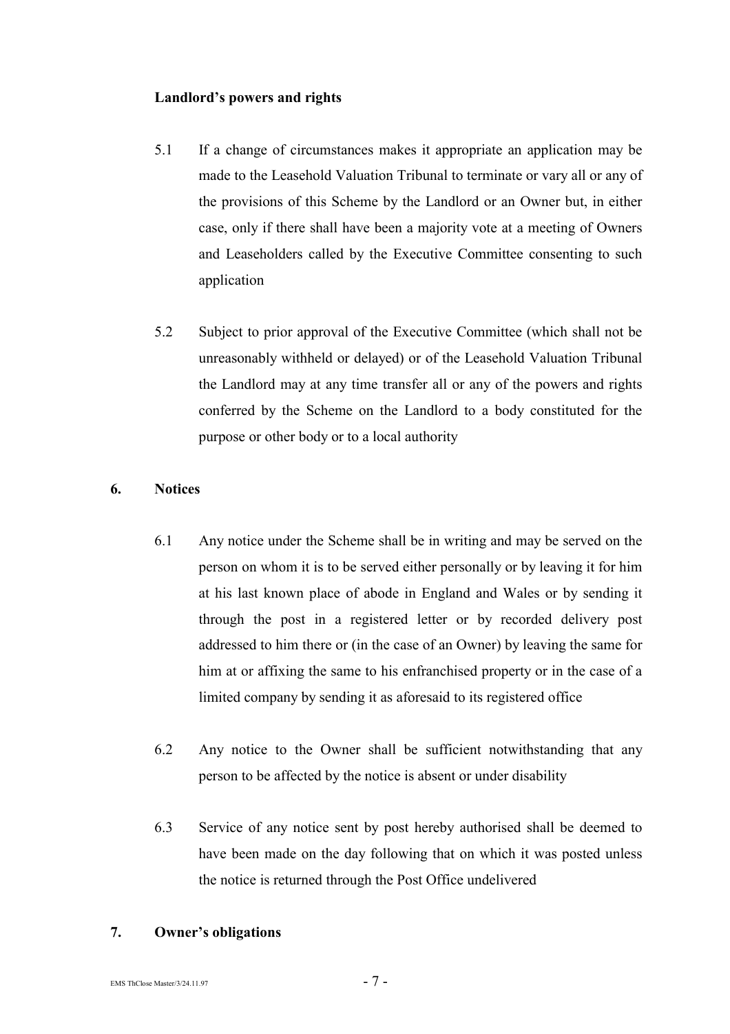**Landlord's powers and rights**

5.1 If a change of circumstances makes it appropriate an application may be made to the Leasehold Valuation Tribunal to terminate or vary all or any of the provisions of this Scheme by the Landlord or an Owner but, in either case, only if there shall have been a majority vote at a meeting of Owners and Leaseholders called by the Executive Committee consenting to such application

5.2 Subject to prior approval of the Executive Committee (which shall not be unreasonably withheld or delayed) or of the Leasehold Valuation Tribunal the Landlord may at any time transfer all or any of the powers and rights conferred by the Scheme on the Landlord to a body constituted for the purpose or other body or to a local authority

## 6. Notices

6.1 Any notice under the Scheme shall be in writing and may be served on the person on whom it is to be served either personally or by leaving it for him at his last known place of abode in England and Wales or by sending it through the post in a registered letter or by recorded delivery post addressed to him there or (in the case of an Owner) by leaving the same for him at or affixing the same to his enfranchised property or in the case of a limited company by sending it as aforesaid to its registered office

6.2 Any notice to the Owner shall be sufficient notwithstanding that any person to be affected by the notice is absent or under disability

6.3 Service of any notice sent by post hereby authorised shall be deemed to have been made on the day following that on which it was posted unless the notice is returned through the Post Office undelivered

## 7. Owner's obligations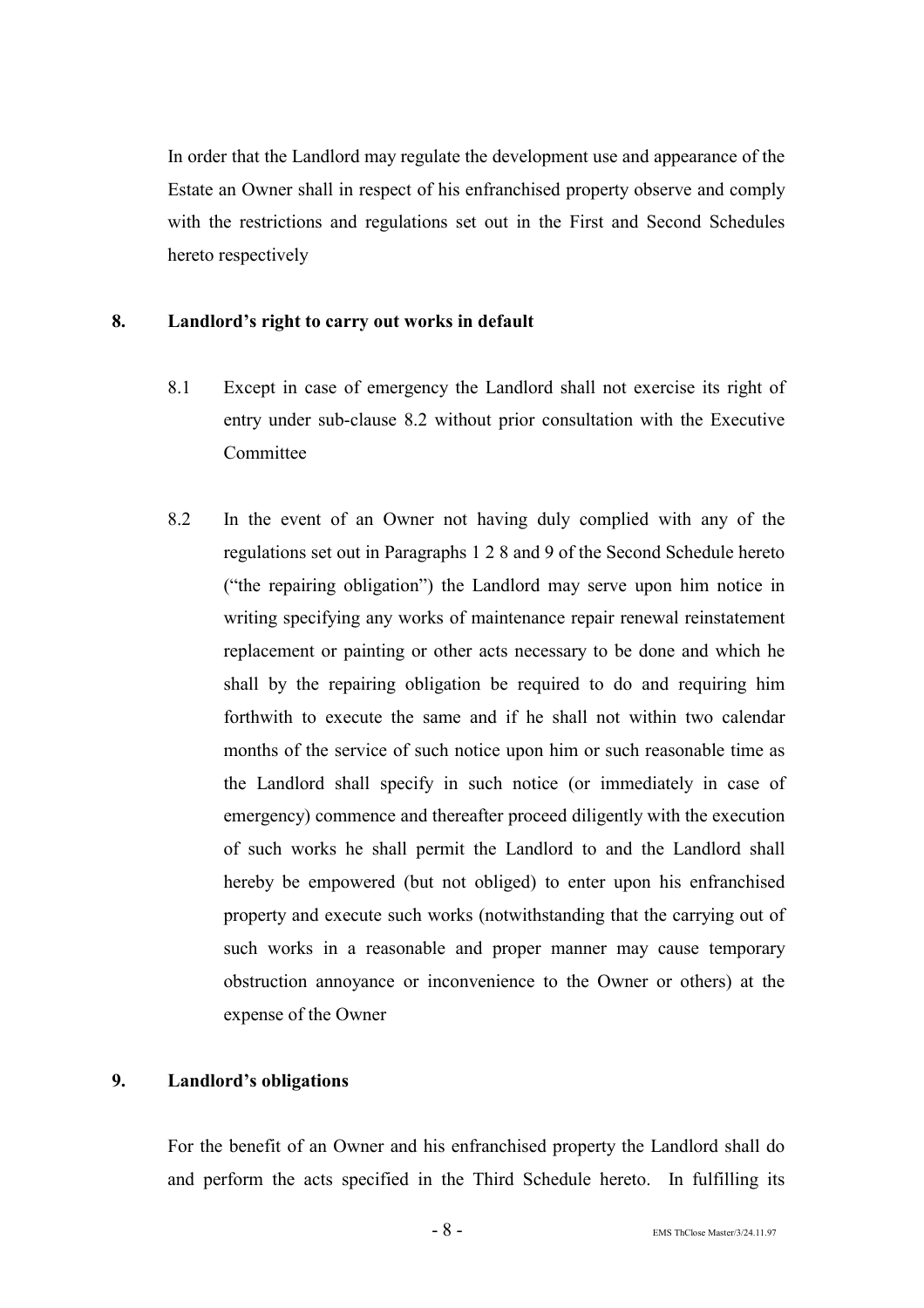In order that the Landlord may regulate the development use and appearance of the Estate an Owner shall in respect of his enfranchised property observe and comply with the restrictions and regulations set out in the First and Second Schedules hereto respectively

## 8. Landlord's right to carry out works in default

8.1 Except in case of emergency the Landlord shall not exercise its right of entry under sub-clause 8.2 without prior consultation with the Executive Committee

8.2 In the event of an Owner not having duly complied with any of the regulations set out in Paragraphs 1 2 8 and 9 of the Second Schedule hereto ("the repairing obligation") the Landlord may serve upon him notice in writing specifying any works of maintenance repair renewal reinstatement replacement or painting or other acts necessary to be done and which he shall by the repairing obligation be required to do and requiring him forthwith to execute the same and if he shall not within two calendar months of the service of such notice upon him or such reasonable time as the Landlord shall specify in such notice (or immediately in case of emergency) commence and thereafter proceed diligently with the execution of such works he shall permit the Landlord to and the Landlord shall hereby be empowered (but not obliged) to enter upon his enfranchised property and execute such works (notwithstanding that the carrying out of such works in a reasonable and proper manner may cause temporary obstruction annoyance or inconvenience to the Owner or others) at the expense of the Owner

## 9. Landlord's obligations

For the benefit of an Owner and his enfranchised property the Landlord shall do and perform the acts specified in the Third Schedule hereto. In fulfilling its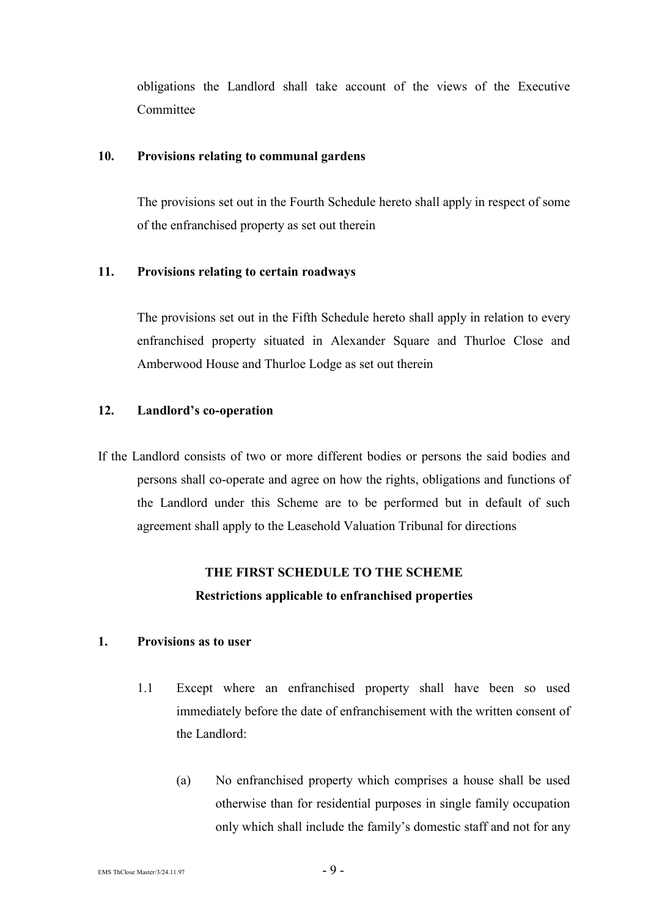obligations the Landlord shall take account of the views of the Executive Committee

**10. Provisions relating to communal gardens**

The provisions set out in the Fourth Schedule hereto shall apply in respect of some of the enfranchised property as set out therein

**11. Provisions relating to certain roadways**

The provisions set out in the Fifth Schedule hereto shall apply in relation to every enfranchised property situated in Alexander Square and Thurloe Close and Amberwood House and Thurloe Lodge as set out therein

**12. Landlord's co-operation**

If the Landlord consists of two or more different bodies or persons the said bodies and persons shall co-operate and agree on how the rights, obligations and functions of the Landlord under this Scheme are to be performed but in default of such agreement shall apply to the Leasehold Valuation Tribunal for directions

## THE FIRST SCHEDULE TO THE SCHEME

### Restrictions applicable to enfranchised properties

**1. Provisions as to user**

1.1 Except where an enfranchised property shall have been so used immediately before the date of enfranchisement with the written consent of the Landlord:

(a) No enfranchised property which comprises a house shall be used otherwise than for residential purposes in single family occupation only which shall include the family's domestic staff and not for any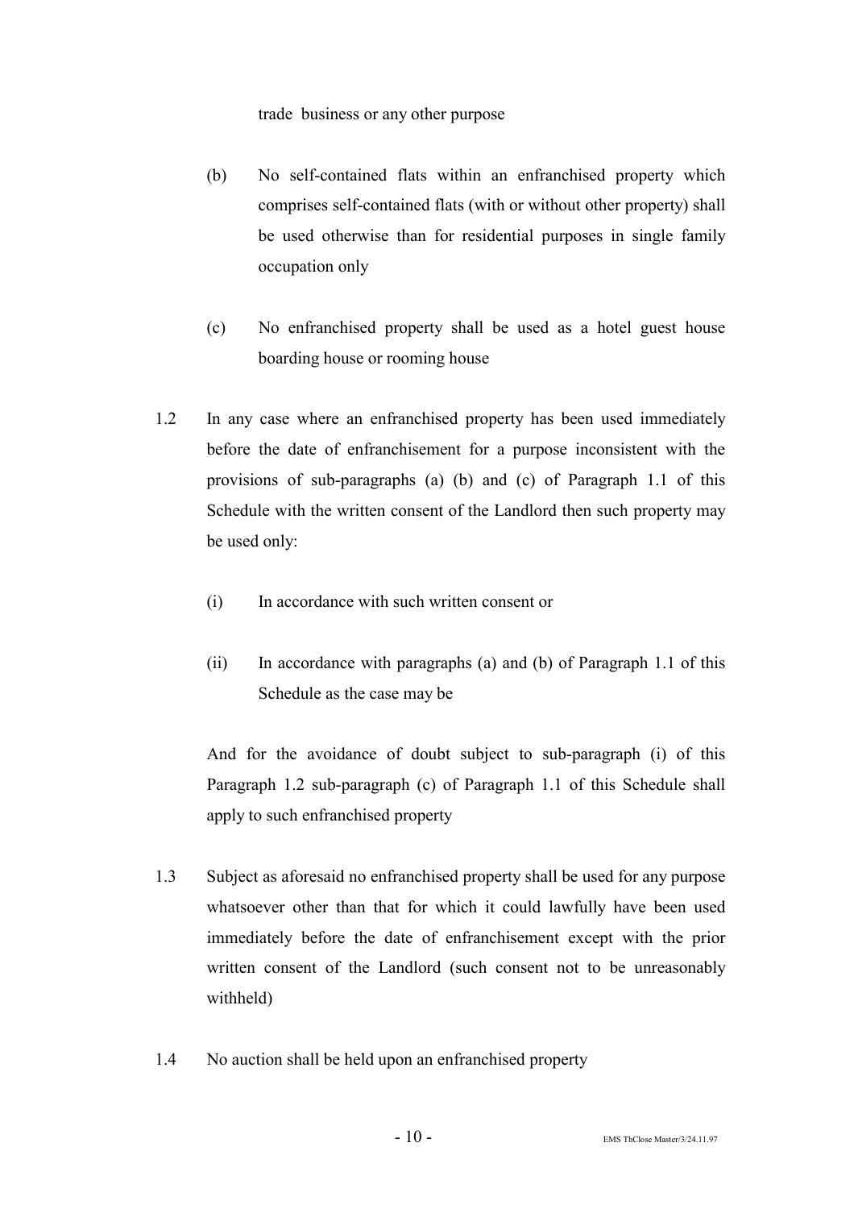trade business or any other purpose

(b) No self-contained flats within an enfranchised property which comprises self-contained flats (with or without other property) shall be used otherwise than for residential purposes in single family occupation only

(c) No enfranchised property shall be used as a hotel guest house boarding house or rooming house

1.2 In any case where an enfranchised property has been used immediately before the date of enfranchisement for a purpose inconsistent with the provisions of sub-paragraphs (a) (b) and (c) of Paragraph 1.1 of this Schedule with the written consent of the Landlord then such property may be used only:

(i) In accordance with such written consent or

(ii) In accordance with paragraphs (a) and (b) of Paragraph 1.1 of this Schedule as the case may be

And for the avoidance of doubt subject to sub-paragraph (i) of this Paragraph 1.2 sub-paragraph (c) of Paragraph 1.1 of this Schedule shall apply to such enfranchised property

1.3 Subject as aforesaid no enfranchised property shall be used for any purpose whatsoever other than that for which it could lawfully have been used immediately before the date of enfranchisement except with the prior written consent of the Landlord (such consent not to be unreasonably withheld)

1.4 No auction shall be held upon an enfranchised property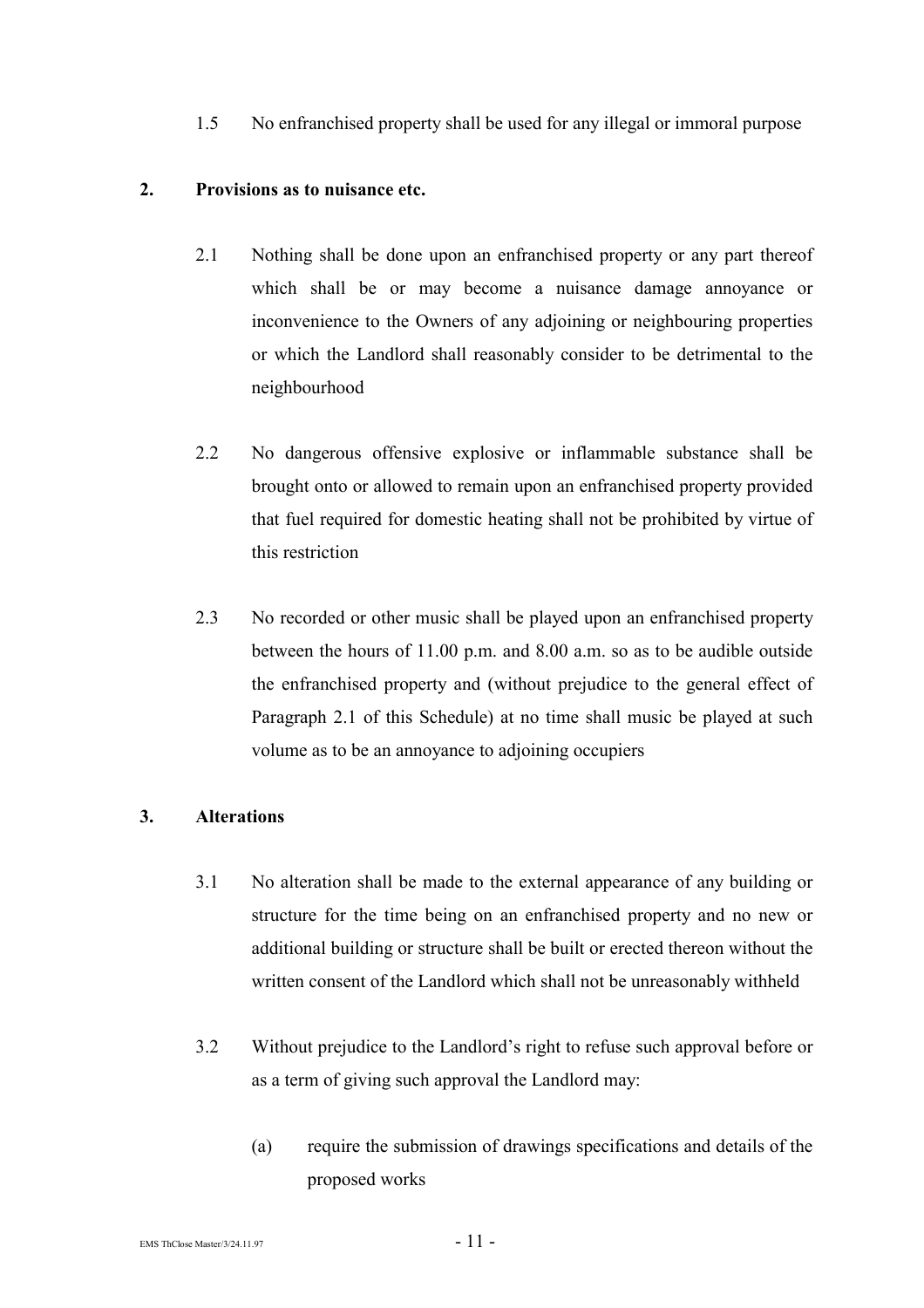1.5 No enfranchised property shall be used for any illegal or immoral purpose

**2. Provisions as to nuisance etc.**

2.1 Nothing shall be done upon an enfranchised property or any part thereof which shall be or may become a nuisance damage annoyance or inconvenience to the Owners of any adjoining or neighbouring properties or which the Landlord shall reasonably consider to be detrimental to the neighbourhood

2.2 No dangerous offensive explosive or inflammable substance shall be brought onto or allowed to remain upon an enfranchised property provided that fuel required for domestic heating shall not be prohibited by virtue of this restriction

2.3 No recorded or other music shall be played upon an enfranchised property between the hours of 11.00 p.m. and 8.00 a.m. so as to be audible outside the enfranchised property and (without prejudice to the general effect of Paragraph 2.1 of this Schedule) at no time shall music be played at such volume as to be an annoyance to adjoining occupiers

**3. Alterations**

3.1 No alteration shall be made to the external appearance of any building or structure for the time being on an enfranchised property and no new or additional building or structure shall be built or erected thereon without the written consent of the Landlord which shall not be unreasonably withheld

3.2 Without prejudice to the Landlord's right to refuse such approval before or as a term of giving such approval the Landlord may:

(a) require the submission of drawings specifications and details of the proposed works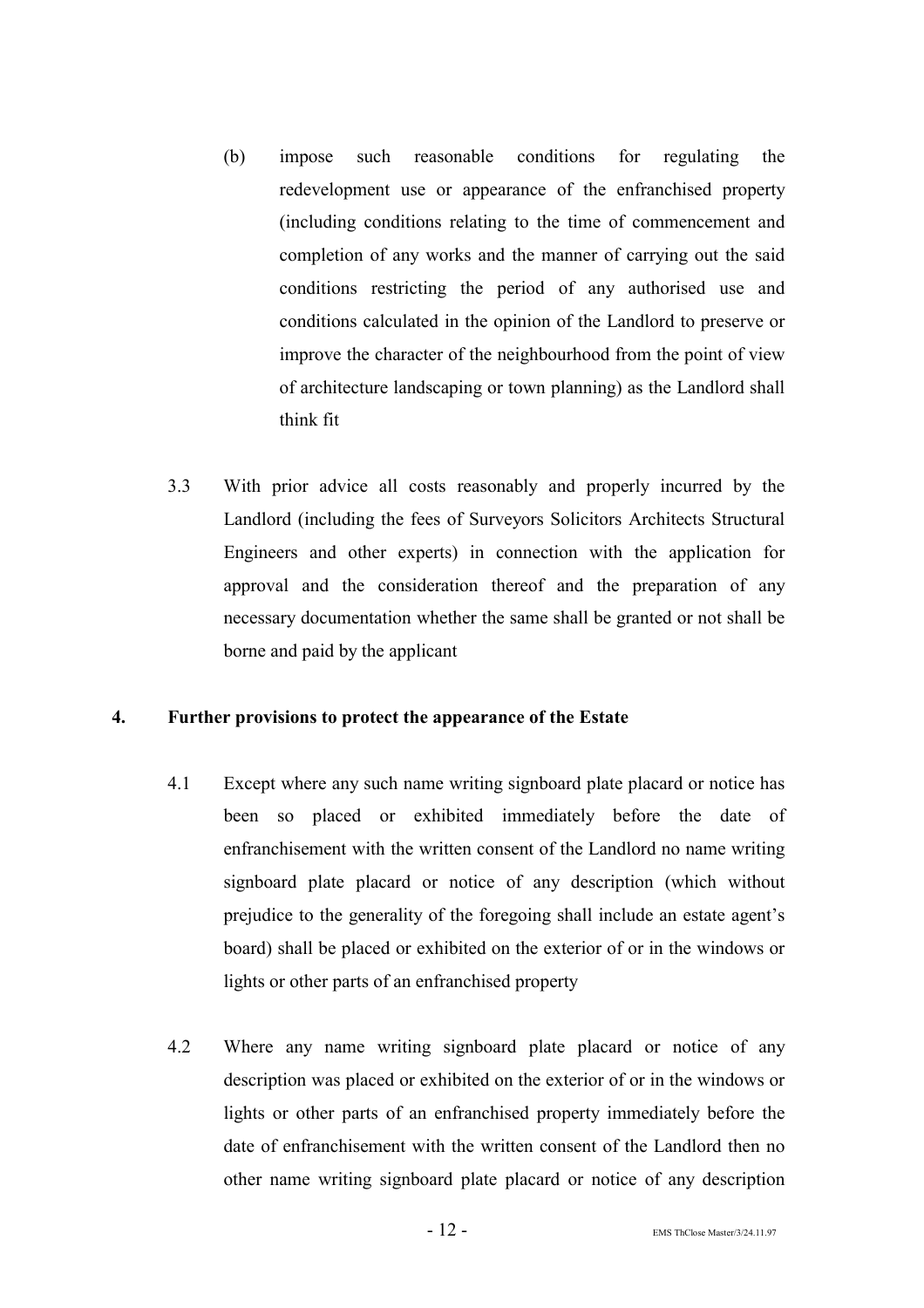(b) impose such reasonable conditions for regulating the redevelopment use or appearance of the enfranchised property (including conditions relating to the time of commencement and completion of any works and the manner of carrying out the said conditions restricting the period of any authorised use and conditions calculated in the opinion of the Landlord to preserve or improve the character of the neighbourhood from the point of view of architecture landscaping or town planning) as the Landlord shall think fit

3.3 With prior advice all costs reasonably and properly incurred by the Landlord (including the fees of Surveyors Solicitors Architects Structural Engineers and other experts) in connection with the application for approval and the consideration thereof and the preparation of any necessary documentation whether the same shall be granted or not shall be borne and paid by the applicant

## 4. Further provisions to protect the appearance of the Estate

4.1 Except where any such name writing signboard plate placard or notice has been so placed or exhibited immediately before the date of enfranchisement with the written consent of the Landlord no name writing signboard plate placard or notice of any description (which without prejudice to the generality of the foregoing shall include an estate agent's board) shall be placed or exhibited on the exterior of or in the windows or lights or other parts of an enfranchised property

4.2 Where any name writing signboard plate placard or notice of any description was placed or exhibited on the exterior of or in the windows or lights or other parts of an enfranchised property immediately before the date of enfranchisement with the written consent of the Landlord then no other name writing signboard plate placard or notice of any description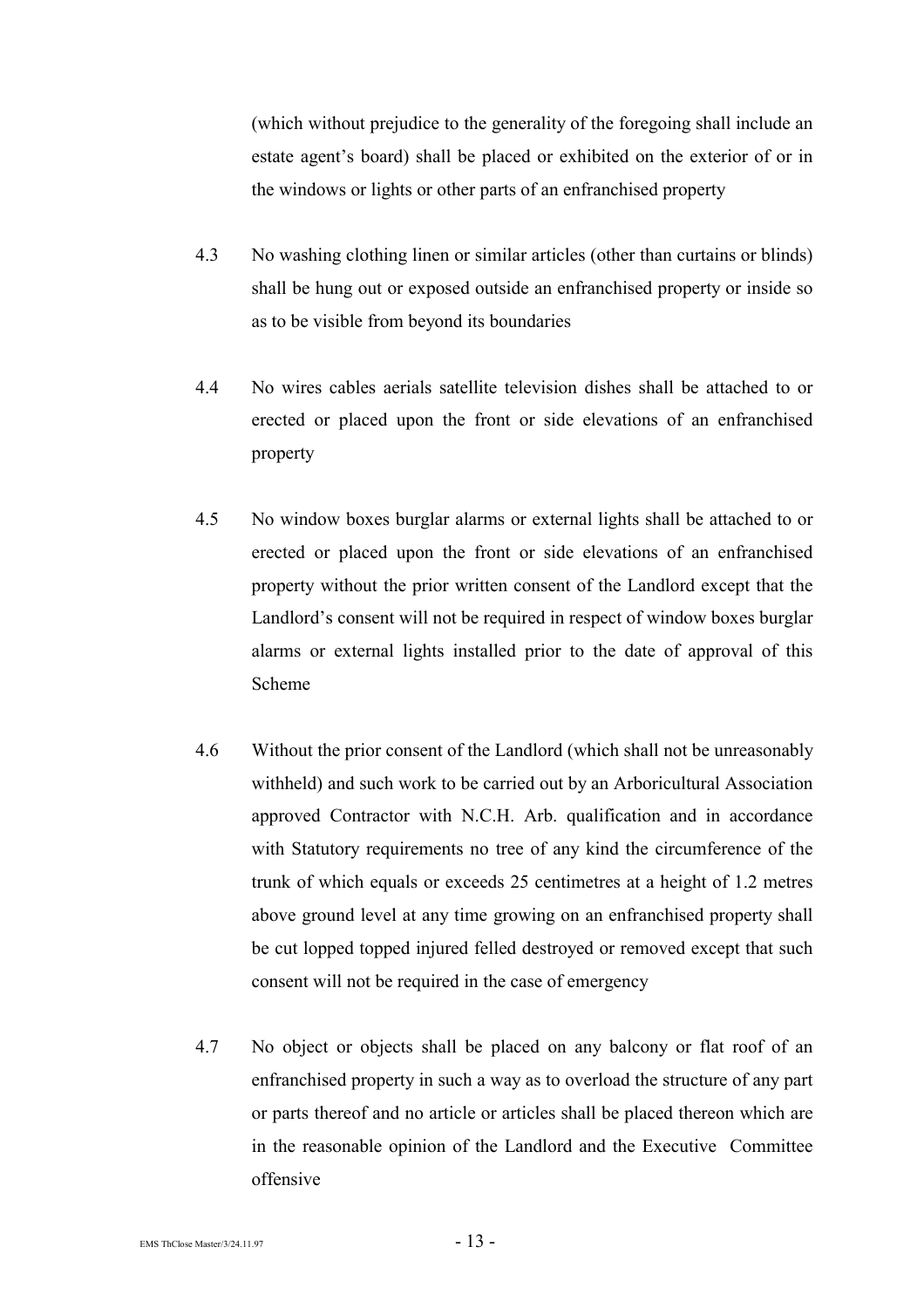(which without prejudice to the generality of the foregoing shall include an estate agent's board) shall be placed or exhibited on the exterior of or in the windows or lights or other parts of an enfranchised property

4.3 No washing clothing linen or similar articles (other than curtains or blinds) shall be hung out or exposed outside an enfranchised property or inside so as to be visible from beyond its boundaries

4.4 No wires cables aerials satellite television dishes shall be attached to or erected or placed upon the front or side elevations of an enfranchised property

4.5 No window boxes burglar alarms or external lights shall be attached to or erected or placed upon the front or side elevations of an enfranchised property without the prior written consent of the Landlord except that the Landlord's consent will not be required in respect of window boxes burglar alarms or external lights installed prior to the date of approval of this Scheme

4.6 Without the prior consent of the Landlord (which shall not be unreasonably withheld) and such work to be carried out by an Arboricultural Association approved Contractor with N.C.H. Arb. qualification and in accordance with Statutory requirements no tree of any kind the circumference of the trunk of which equals or exceeds 25 centimetres at a height of 1.2 metres above ground level at any time growing on an enfranchised property shall be cut lopped topped injured felled destroyed or removed except that such consent will not be required in the case of emergency

4.7 No object or objects shall be placed on any balcony or flat roof of an enfranchised property in such a way as to overload the structure of any part or parts thereof and no article or articles shall be placed thereon which are in the reasonable opinion of the Landlord and the Executive Committee offensive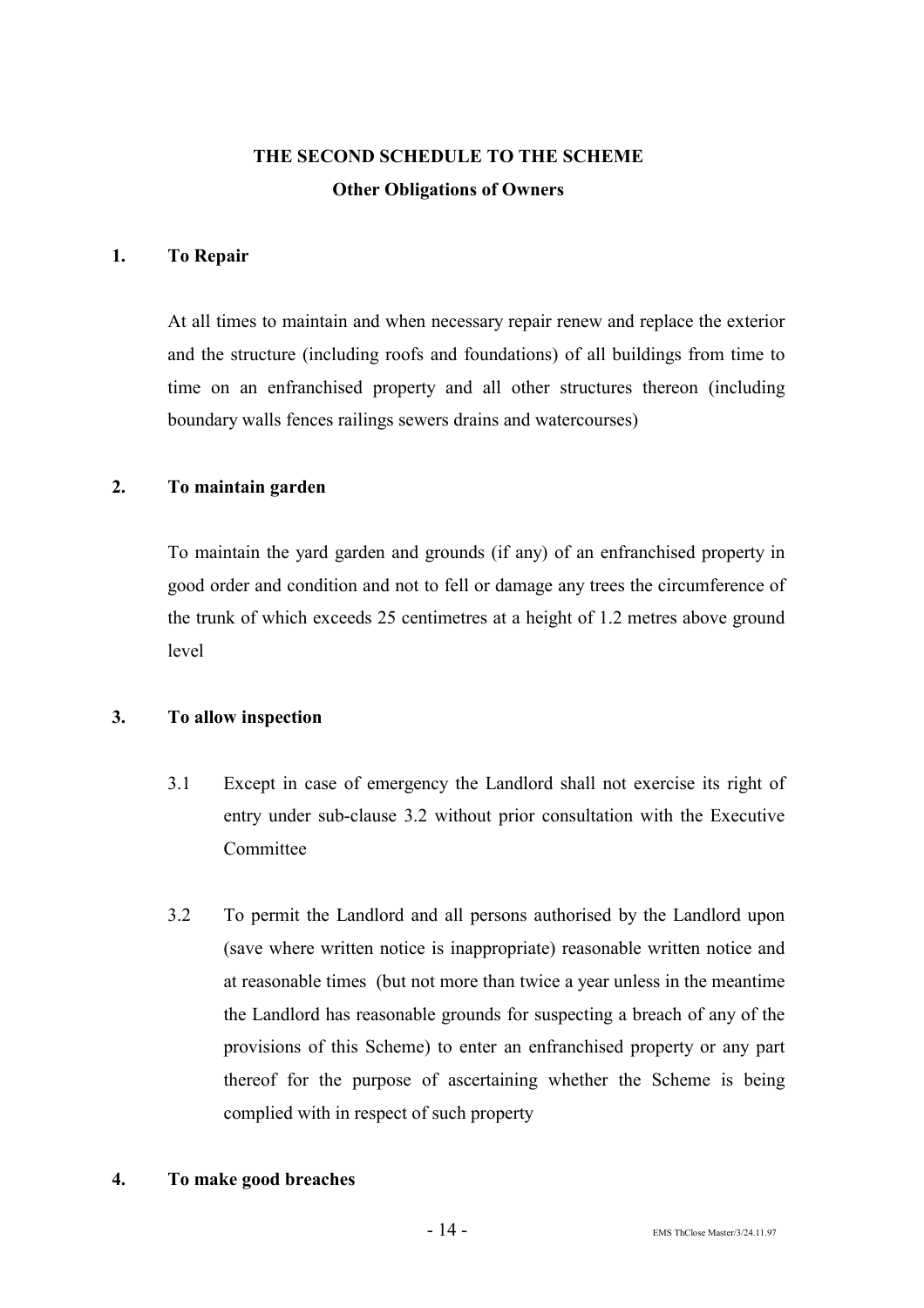## THE SECOND SCHEDULE TO THE SCHEME

### Other Obligations of Owners

**1. To Repair**

At all times to maintain and when necessary repair renew and replace the exterior and the structure (including roofs and foundations) of all buildings from time to time on an enfranchised property and all other structures thereon (including boundary walls fences railings sewers drains and watercourses)

**2. To maintain garden**

To maintain the yard garden and grounds (if any) of an enfranchised property in good order and condition and not to fell or damage any trees the circumference of the trunk of which exceeds 25 centimetres at a height of 1.2 metres above ground level

**3. To allow inspection**

3.1 Except in case of emergency the Landlord shall not exercise its right of entry under sub-clause 3.2 without prior consultation with the Executive Committee

3.2 To permit the Landlord and all persons authorised by the Landlord upon (save where written notice is inappropriate) reasonable written notice and at reasonable times (but not more than twice a year unless in the meantime the Landlord has reasonable grounds for suspecting a breach of any of the provisions of this Scheme) to enter an enfranchised property or any part thereof for the purpose of ascertaining whether the Scheme is being complied with in respect of such property

**4. To make good breaches**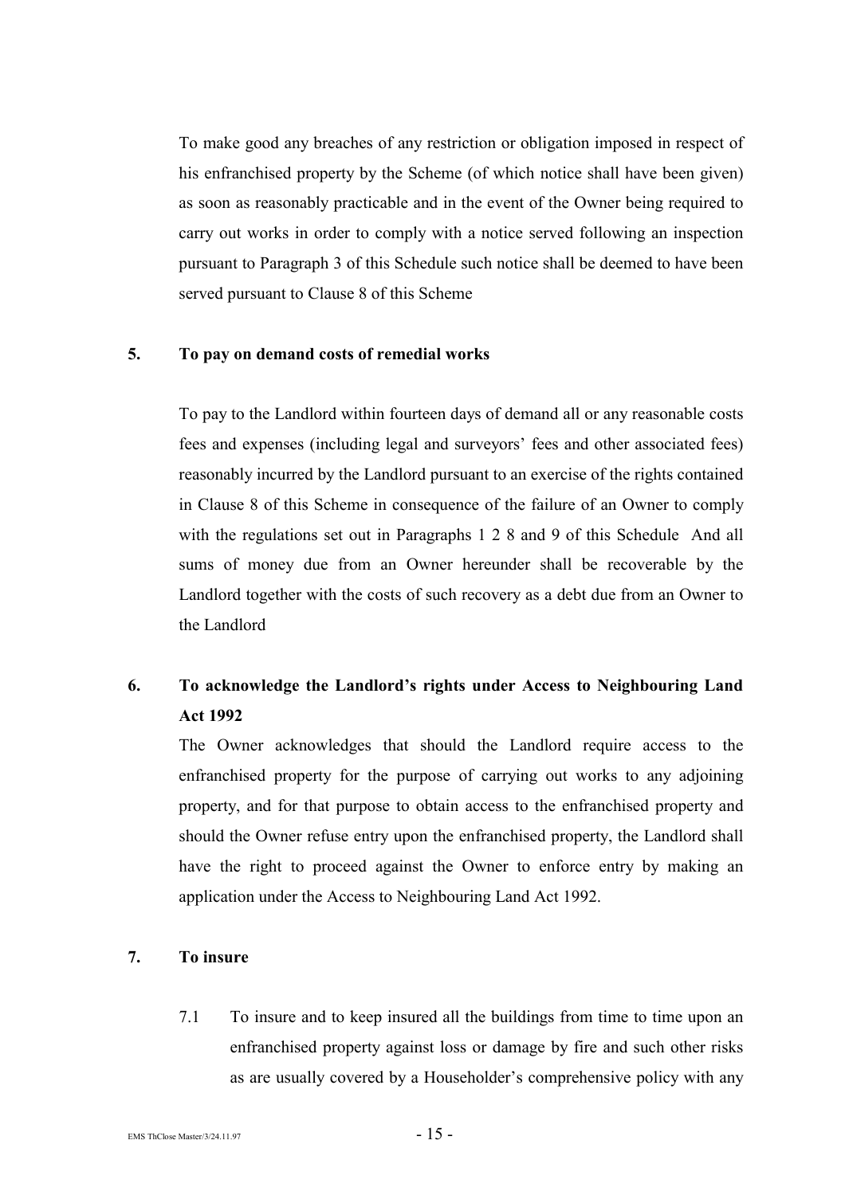To make good any breaches of any restriction or obligation imposed in respect of his enfranchised property by the Scheme (of which notice shall have been given) as soon as reasonably practicable and in the event of the Owner being required to carry out works in order to comply with a notice served following an inspection pursuant to Paragraph 3 of this Schedule such notice shall be deemed to have been served pursuant to Clause 8 of this Scheme

**5. To pay on demand costs of remedial works**

To pay to the Landlord within fourteen days of demand all or any reasonable costs fees and expenses (including legal and surveyors' fees and other associated fees) reasonably incurred by the Landlord pursuant to an exercise of the rights contained in Clause 8 of this Scheme in consequence of the failure of an Owner to comply with the regulations set out in Paragraphs 1 2 8 and 9 of this Schedule And all sums of money due from an Owner hereunder shall be recoverable by the Landlord together with the costs of such recovery as a debt due from an Owner to the Landlord

**6. To acknowledge the Landlord's rights under Access to Neighbouring Land Act 1992**

The Owner acknowledges that should the Landlord require access to the enfranchised property for the purpose of carrying out works to any adjoining property, and for that purpose to obtain access to the enfranchised property and should the Owner refuse entry upon the enfranchised property, the Landlord shall have the right to proceed against the Owner to enforce entry by making an application under the Access to Neighbouring Land Act 1992.

**7. To insure**

7.1 To insure and to keep insured all the buildings from time to time upon an enfranchised property against loss or damage by fire and such other risks as are usually covered by a Householder's comprehensive policy with any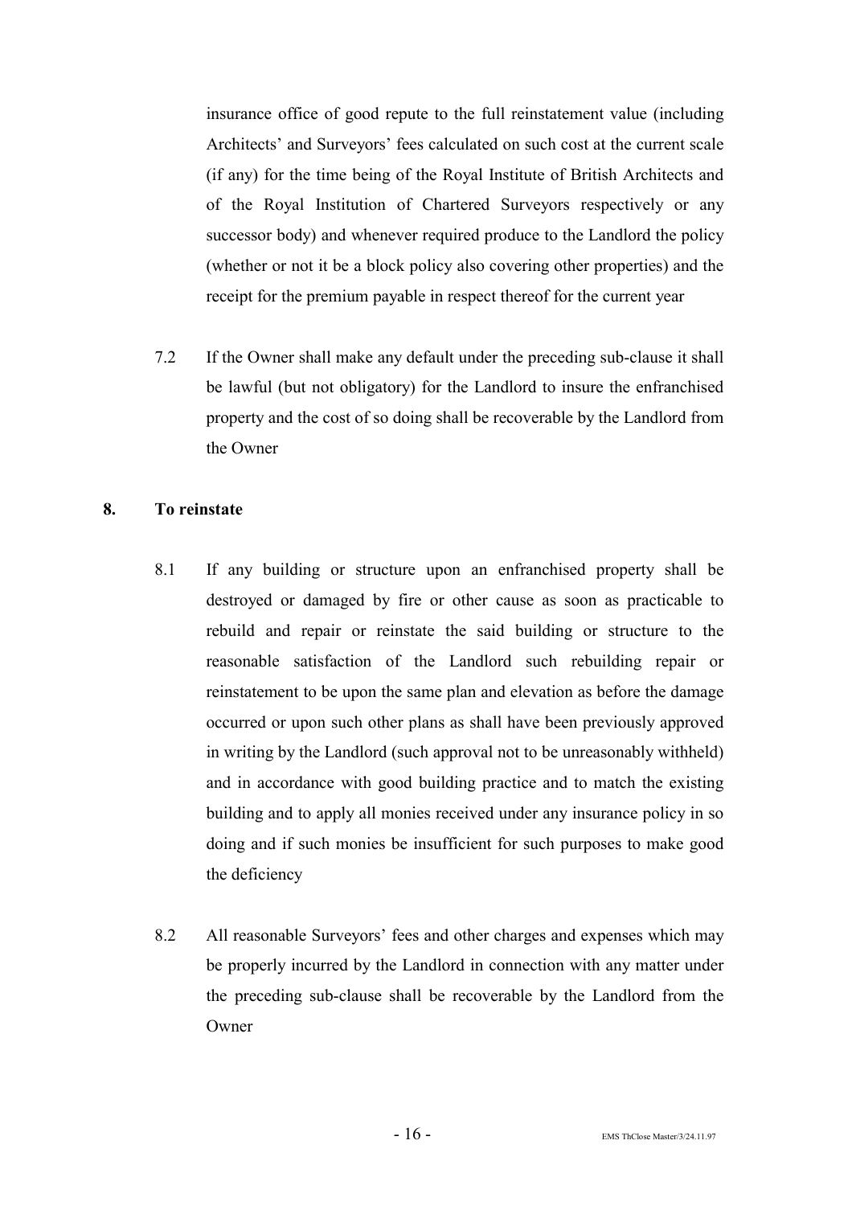insurance office of good repute to the full reinstatement value (including Architects' and Surveyors' fees calculated on such cost at the current scale (if any) for the time being of the Royal Institute of British Architects and of the Royal Institution of Chartered Surveyors respectively or any successor body) and whenever required produce to the Landlord the policy (whether or not it be a block policy also covering other properties) and the receipt for the premium payable in respect thereof for the current year

7.2 If the Owner shall make any default under the preceding sub-clause it shall be lawful (but not obligatory) for the Landlord to insure the enfranchised property and the cost of so doing shall be recoverable by the Landlord from the Owner

**8. To reinstate**

8.1 If any building or structure upon an enfranchised property shall be destroyed or damaged by fire or other cause as soon as practicable to rebuild and repair or reinstate the said building or structure to the reasonable satisfaction of the Landlord such rebuilding repair or reinstatement to be upon the same plan and elevation as before the damage occurred or upon such other plans as shall have been previously approved in writing by the Landlord (such approval not to be unreasonably withheld) and in accordance with good building practice and to match the existing building and to apply all monies received under any insurance policy in so doing and if such monies be insufficient for such purposes to make good the deficiency

8.2 All reasonable Surveyors' fees and other charges and expenses which may be properly incurred by the Landlord in connection with any matter under the preceding sub-clause shall be recoverable by the Landlord from the Owner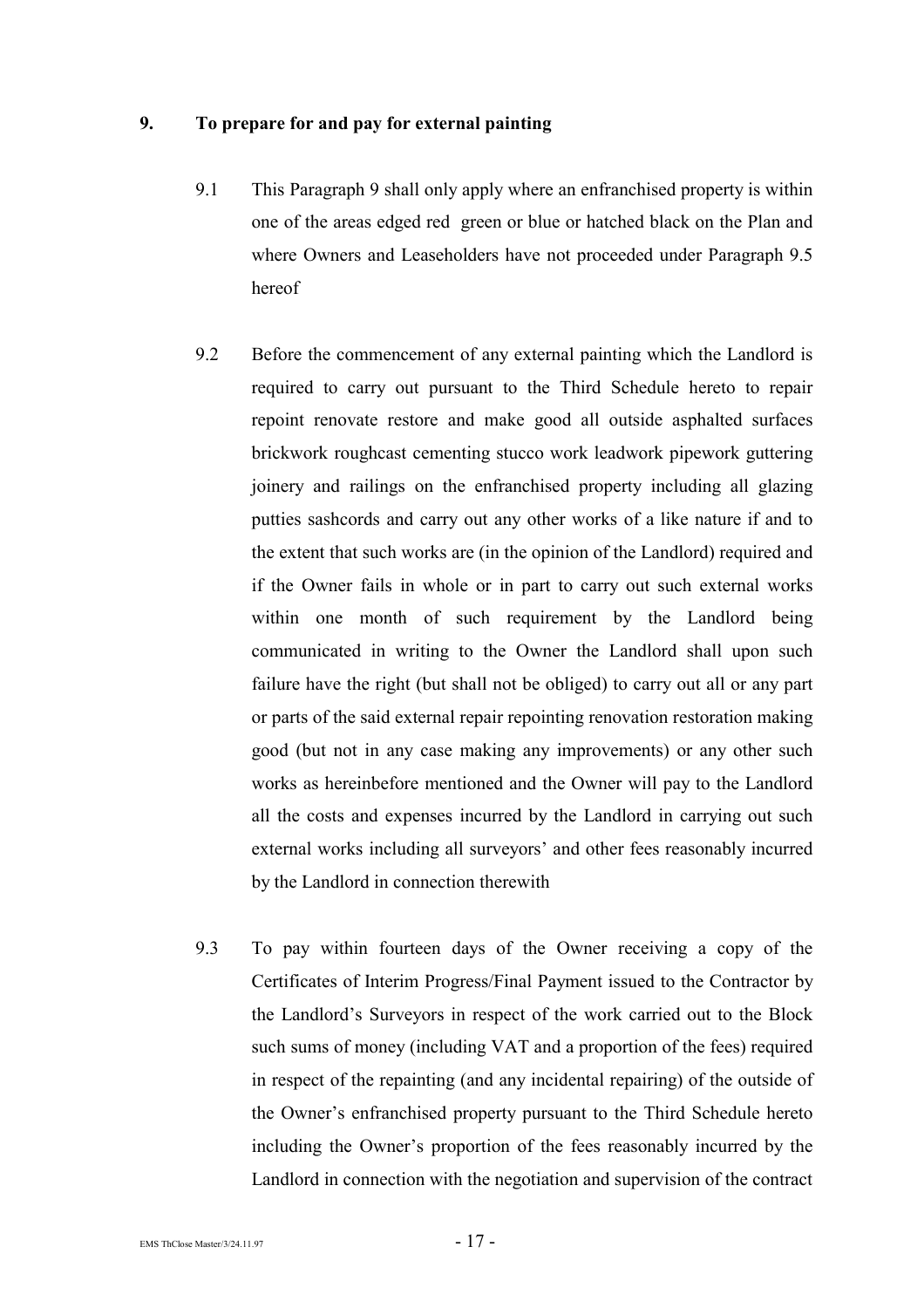**9. To prepare for and pay for external painting**

9.1 This Paragraph 9 shall only apply where an enfranchised property is within one of the areas edged red green or blue or hatched black on the Plan and where Owners and Leaseholders have not proceeded under Paragraph 9.5 hereof

9.2 Before the commencement of any external painting which the Landlord is required to carry out pursuant to the Third Schedule hereto to repair repoint renovate restore and make good all outside asphalted surfaces brickwork roughcast cementing stucco work leadwork pipework guttering joinery and railings on the enfranchised property including all glazing putties sashcords and carry out any other works of a like nature if and to the extent that such works are (in the opinion of the Landlord) required and if the Owner fails in whole or in part to carry out such external works within one month of such requirement by the Landlord being communicated in writing to the Owner the Landlord shall upon such failure have the right (but shall not be obliged) to carry out all or any part or parts of the said external repair repointing renovation restoration making good (but not in any case making any improvements) or any other such works as hereinbefore mentioned and the Owner will pay to the Landlord all the costs and expenses incurred by the Landlord in carrying out such external works including all surveyors' and other fees reasonably incurred by the Landlord in connection therewith

9.3 To pay within fourteen days of the Owner receiving a copy of the Certificates of Interim Progress/Final Payment issued to the Contractor by the Landlord's Surveyors in respect of the work carried out to the Block such sums of money (including VAT and a proportion of the fees) required in respect of the repainting (and any incidental repairing) of the outside of the Owner's enfranchised property pursuant to the Third Schedule hereto including the Owner's proportion of the fees reasonably incurred by the Landlord in connection with the negotiation and supervision of the contract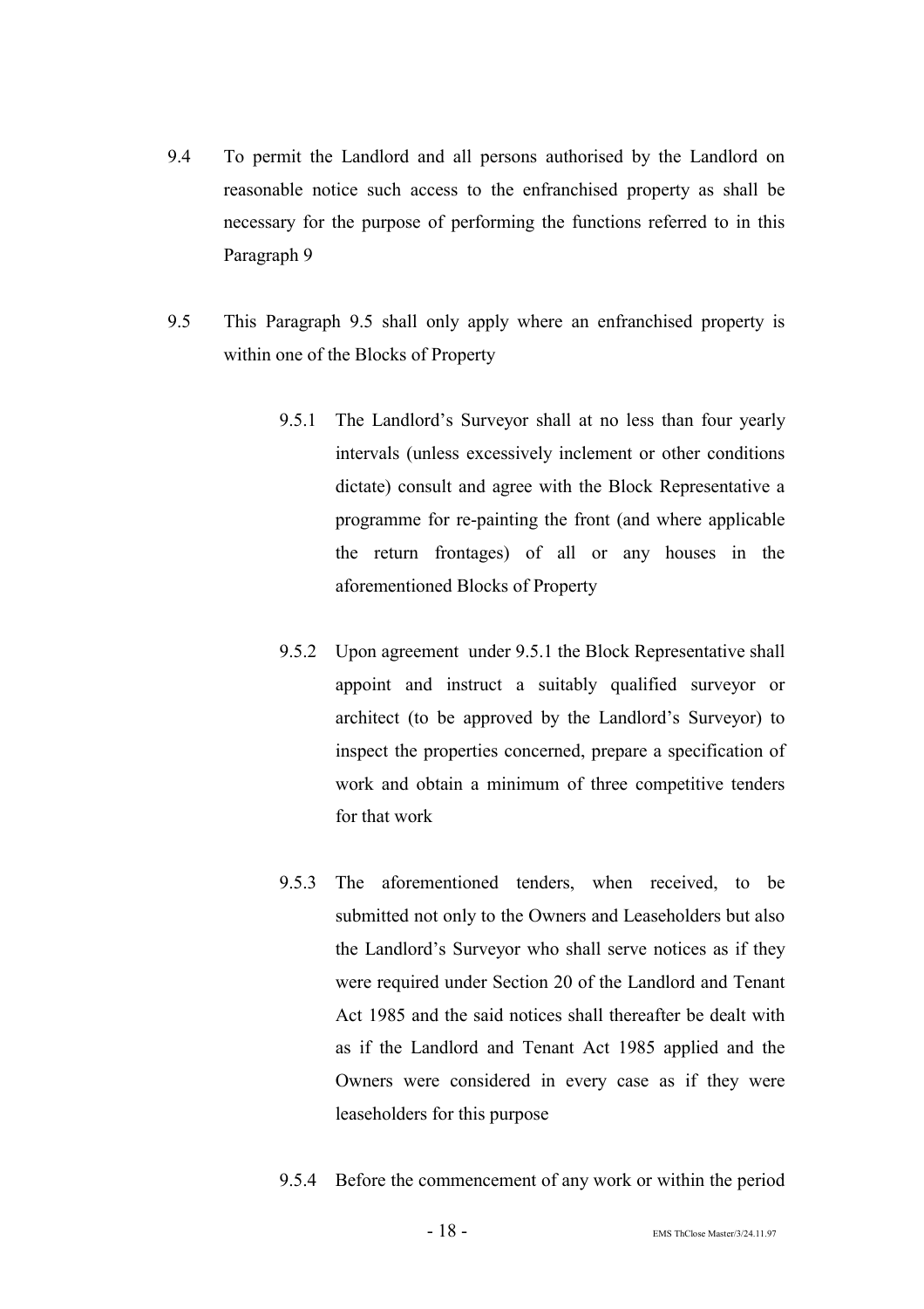9.4 To permit the Landlord and all persons authorised by the Landlord on reasonable notice such access to the enfranchised property as shall be necessary for the purpose of performing the functions referred to in this Paragraph 9

9.5 This Paragraph 9.5 shall only apply where an enfranchised property is within one of the Blocks of Property

> 9.5.1 The Landlord's Surveyor shall at no less than four yearly intervals (unless excessively inclement or other conditions dictate) consult and agree with the Block Representative a programme for re-painting the front (and where applicable the return frontages) of all or any houses in the aforementioned Blocks of Property
>
> 9.5.2 Upon agreement under 9.5.1 the Block Representative shall appoint and instruct a suitably qualified surveyor or architect (to be approved by the Landlord's Surveyor) to inspect the properties concerned, prepare a specification of work and obtain a minimum of three competitive tenders for that work
>
> 9.5.3 The aforementioned tenders, when received, to be submitted not only to the Owners and Leaseholders but also the Landlord's Surveyor who shall serve notices as if they were required under Section 20 of the Landlord and Tenant Act 1985 and the said notices shall thereafter be dealt with as if the Landlord and Tenant Act 1985 applied and the Owners were considered in every case as if they were leaseholders for this purpose
>
> 9.5.4 Before the commencement of any work or within the period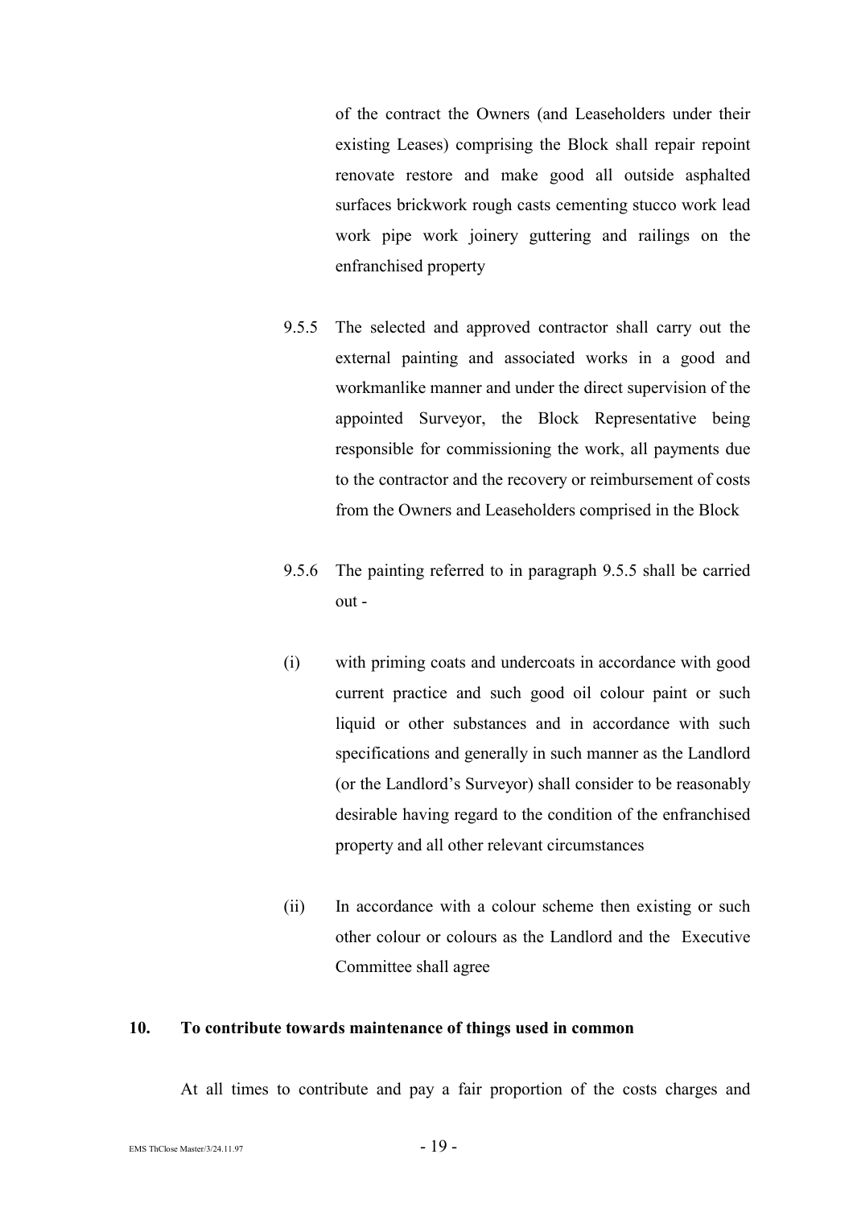of the contract the Owners (and Leaseholders under their existing Leases) comprising the Block shall repair repoint renovate restore and make good all outside asphalted surfaces brickwork rough casts cementing stucco work lead work pipe work joinery guttering and railings on the enfranchised property

9.5.5 The selected and approved contractor shall carry out the external painting and associated works in a good and workmanlike manner and under the direct supervision of the appointed Surveyor, the Block Representative being responsible for commissioning the work, all payments due to the contractor and the recovery or reimbursement of costs from the Owners and Leaseholders comprised in the Block

9.5.6 The painting referred to in paragraph 9.5.5 shall be carried out -

(i) with priming coats and undercoats in accordance with good current practice and such good oil colour paint or such liquid or other substances and in accordance with such specifications and generally in such manner as the Landlord (or the Landlord's Surveyor) shall consider to be reasonably desirable having regard to the condition of the enfranchised property and all other relevant circumstances

(ii) In accordance with a colour scheme then existing or such other colour or colours as the Landlord and the Executive Committee shall agree

**10. To contribute towards maintenance of things used in common**

At all times to contribute and pay a fair proportion of the costs charges and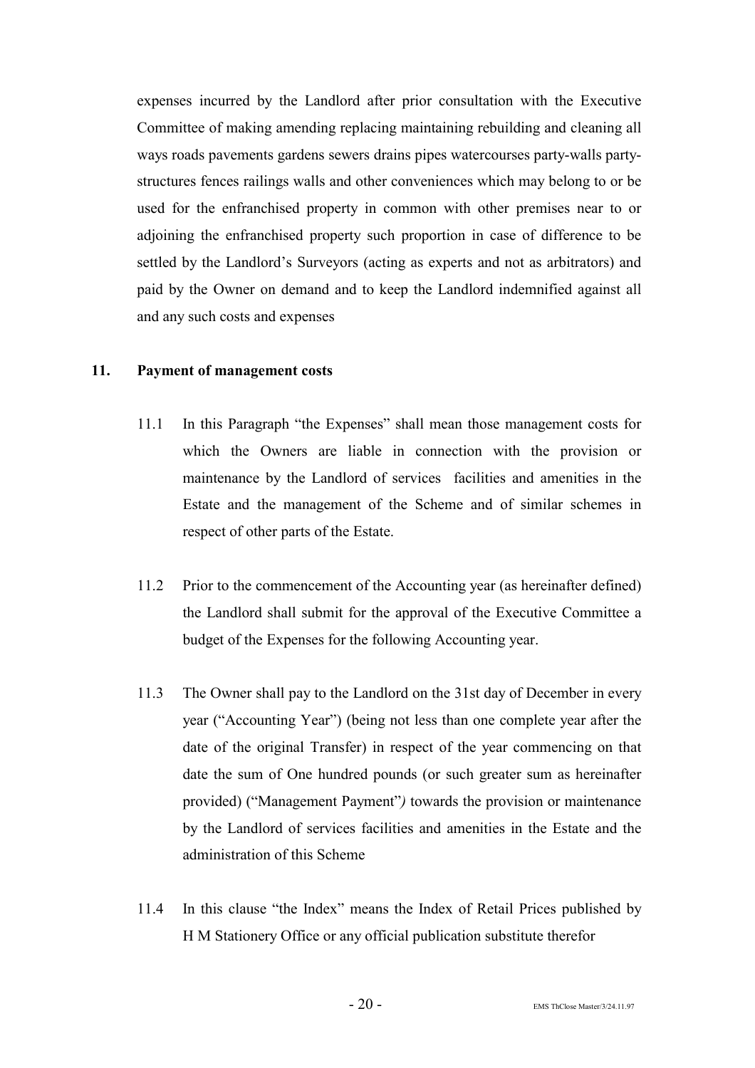expenses incurred by the Landlord after prior consultation with the Executive Committee of making amending replacing maintaining rebuilding and cleaning all ways roads pavements gardens sewers drains pipes watercourses party-walls party-structures fences railings walls and other conveniences which may belong to or be used for the enfranchised property in common with other premises near to or adjoining the enfranchised property such proportion in case of difference to be settled by the Landlord's Surveyors (acting as experts and not as arbitrators) and paid by the Owner on demand and to keep the Landlord indemnified against all and any such costs and expenses

## 11. Payment of management costs

11.1 In this Paragraph "the Expenses" shall mean those management costs for which the Owners are liable in connection with the provision or maintenance by the Landlord of services facilities and amenities in the Estate and the management of the Scheme and of similar schemes in respect of other parts of the Estate.

11.2 Prior to the commencement of the Accounting year (as hereinafter defined) the Landlord shall submit for the approval of the Executive Committee a budget of the Expenses for the following Accounting year.

11.3 The Owner shall pay to the Landlord on the 31st day of December in every year ("Accounting Year") (being not less than one complete year after the date of the original Transfer) in respect of the year commencing on that date the sum of One hundred pounds (or such greater sum as hereinafter provided) ("Management Payment") towards the provision or maintenance by the Landlord of services facilities and amenities in the Estate and the administration of this Scheme

11.4 In this clause "the Index" means the Index of Retail Prices published by H M Stationery Office or any official publication substitute therefor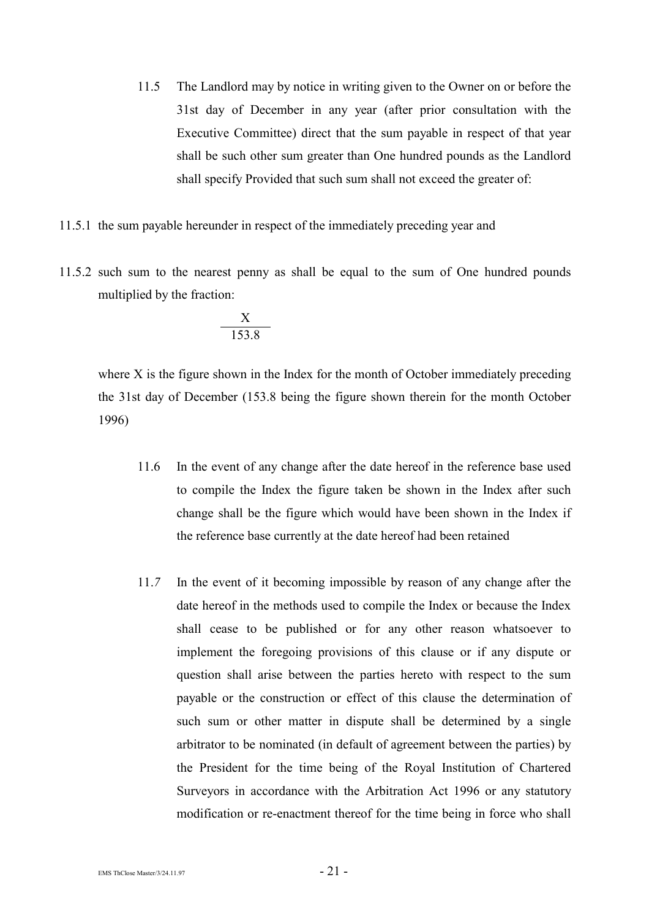11.5 The Landlord may by notice in writing given to the Owner on or before the 31st day of December in any year (after prior consultation with the Executive Committee) direct that the sum payable in respect of that year shall be such other sum greater than One hundred pounds as the Landlord shall specify Provided that such sum shall not exceed the greater of:

11.5.1 the sum payable hereunder in respect of the immediately preceding year and

11.5.2 such sum to the nearest penny as shall be equal to the sum of One hundred pounds multiplied by the fraction:

$$\frac{X}{153.8}$$

where X is the figure shown in the Index for the month of October immediately preceding the 31st day of December (153.8 being the figure shown therein for the month October 1996)

11.6 In the event of any change after the date hereof in the reference base used to compile the Index the figure taken be shown in the Index after such change shall be the figure which would have been shown in the Index if the reference base currently at the date hereof had been retained

11.7 In the event of it becoming impossible by reason of any change after the date hereof in the methods used to compile the Index or because the Index shall cease to be published or for any other reason whatsoever to implement the foregoing provisions of this clause or if any dispute or question shall arise between the parties hereto with respect to the sum payable or the construction or effect of this clause the determination of such sum or other matter in dispute shall be determined by a single arbitrator to be nominated (in default of agreement between the parties) by the President for the time being of the Royal Institution of Chartered Surveyors in accordance with the Arbitration Act 1996 or any statutory modification or re-enactment thereof for the time being in force who shall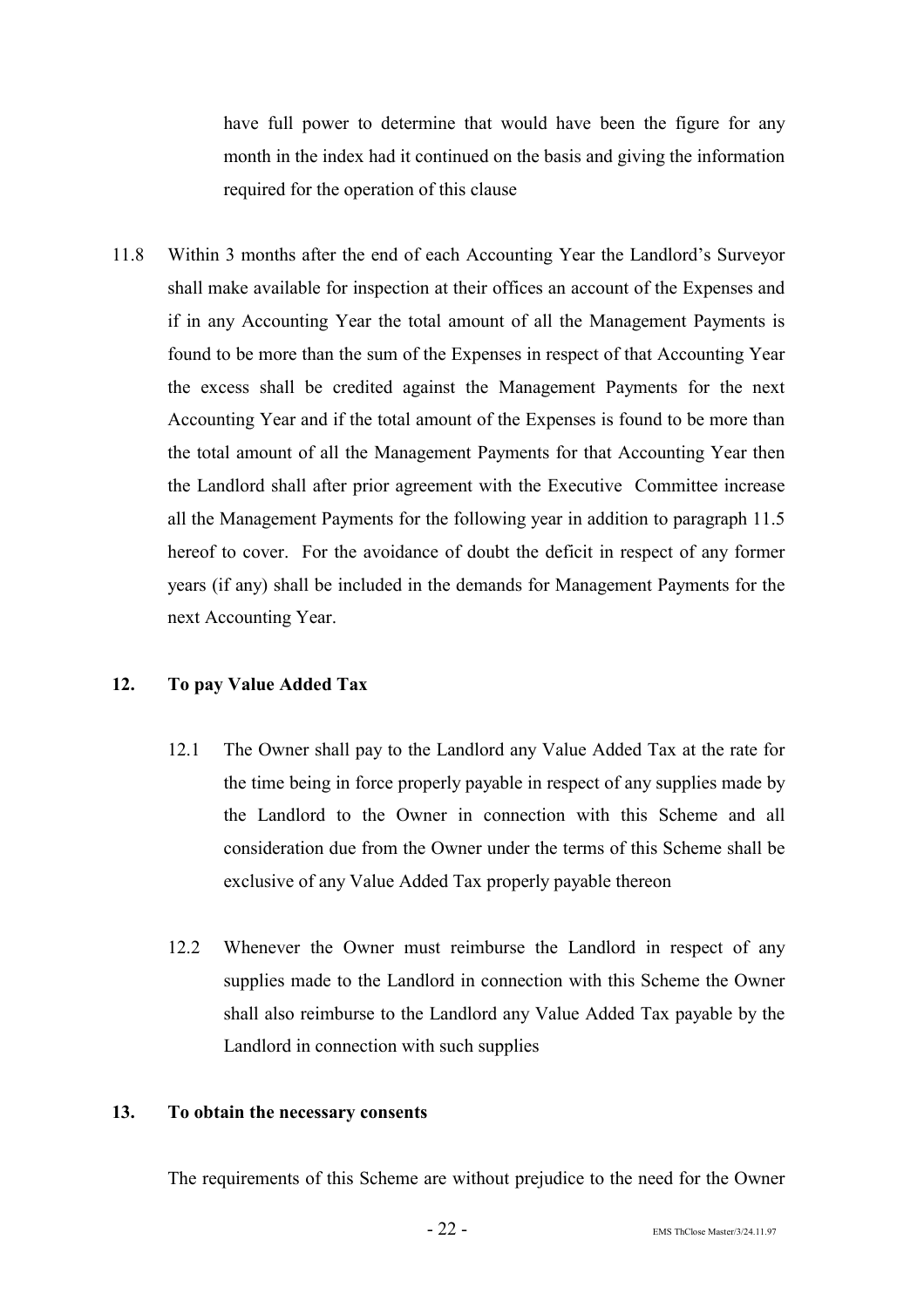have full power to determine that would have been the figure for any month in the index had it continued on the basis and giving the information required for the operation of this clause

11.8 Within 3 months after the end of each Accounting Year the Landlord's Surveyor shall make available for inspection at their offices an account of the Expenses and if in any Accounting Year the total amount of all the Management Payments is found to be more than the sum of the Expenses in respect of that Accounting Year the excess shall be credited against the Management Payments for the next Accounting Year and if the total amount of the Expenses is found to be more than the total amount of all the Management Payments for that Accounting Year then the Landlord shall after prior agreement with the Executive Committee increase all the Management Payments for the following year in addition to paragraph 11.5 hereof to cover. For the avoidance of doubt the deficit in respect of any former years (if any) shall be included in the demands for Management Payments for the next Accounting Year.

**12. To pay Value Added Tax**

12.1 The Owner shall pay to the Landlord any Value Added Tax at the rate for the time being in force properly payable in respect of any supplies made by the Landlord to the Owner in connection with this Scheme and all consideration due from the Owner under the terms of this Scheme shall be exclusive of any Value Added Tax properly payable thereon

12.2 Whenever the Owner must reimburse the Landlord in respect of any supplies made to the Landlord in connection with this Scheme the Owner shall also reimburse to the Landlord any Value Added Tax payable by the Landlord in connection with such supplies

**13. To obtain the necessary consents**

The requirements of this Scheme are without prejudice to the need for the Owner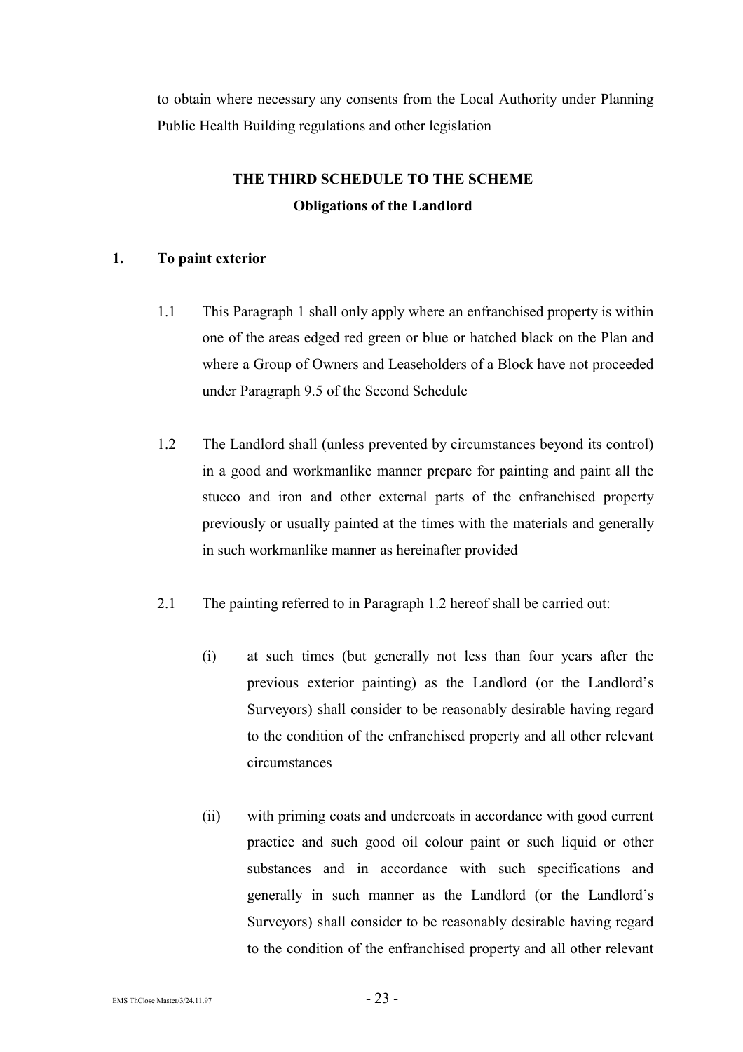to obtain where necessary any consents from the Local Authority under Planning Public Health Building regulations and other legislation

## THE THIRD SCHEDULE TO THE SCHEME

### Obligations of the Landlord

**1. To paint exterior**

1.1 This Paragraph 1 shall only apply where an enfranchised property is within one of the areas edged red green or blue or hatched black on the Plan and where a Group of Owners and Leaseholders of a Block have not proceeded under Paragraph 9.5 of the Second Schedule

1.2 The Landlord shall (unless prevented by circumstances beyond its control) in a good and workmanlike manner prepare for painting and paint all the stucco and iron and other external parts of the enfranchised property previously or usually painted at the times with the materials and generally in such workmanlike manner as hereinafter provided

2.1 The painting referred to in Paragraph 1.2 hereof shall be carried out:

(i) at such times (but generally not less than four years after the previous exterior painting) as the Landlord (or the Landlord's Surveyors) shall consider to be reasonably desirable having regard to the condition of the enfranchised property and all other relevant circumstances

(ii) with priming coats and undercoats in accordance with good current practice and such good oil colour paint or such liquid or other substances and in accordance with such specifications and generally in such manner as the Landlord (or the Landlord's Surveyors) shall consider to be reasonably desirable having regard to the condition of the enfranchised property and all other relevant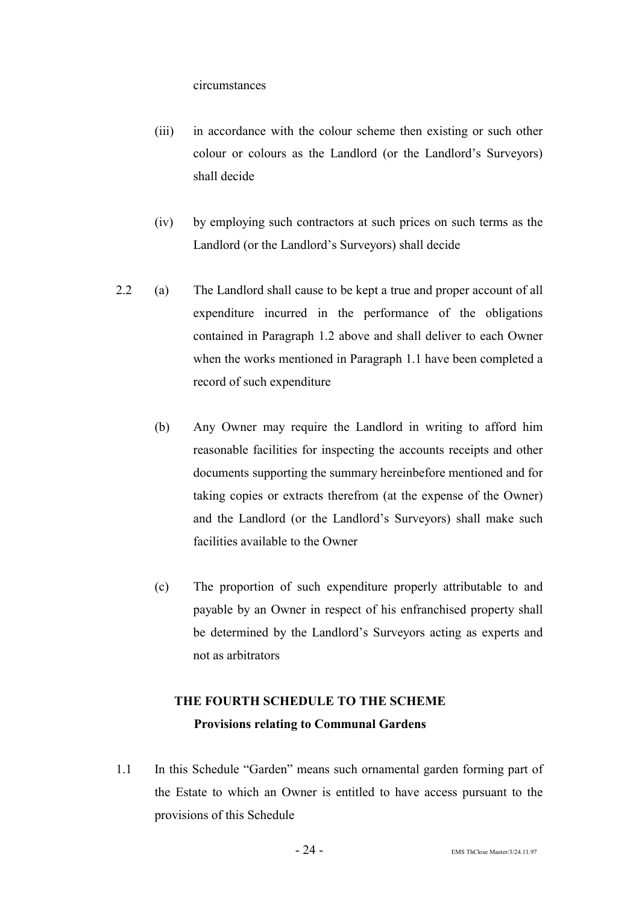circumstances

(iii) in accordance with the colour scheme then existing or such other colour or colours as the Landlord (or the Landlord's Surveyors) shall decide

(iv) by employing such contractors at such prices on such terms as the Landlord (or the Landlord's Surveyors) shall decide

2.2 (a) The Landlord shall cause to be kept a true and proper account of all expenditure incurred in the performance of the obligations contained in Paragraph 1.2 above and shall deliver to each Owner when the works mentioned in Paragraph 1.1 have been completed a record of such expenditure

(b) Any Owner may require the Landlord in writing to afford him reasonable facilities for inspecting the accounts receipts and other documents supporting the summary hereinbefore mentioned and for taking copies or extracts therefrom (at the expense of the Owner) and the Landlord (or the Landlord's Surveyors) shall make such facilities available to the Owner

(c) The proportion of such expenditure properly attributable to and payable by an Owner in respect of his enfranchised property shall be determined by the Landlord's Surveyors acting as experts and not as arbitrators

## THE FOURTH SCHEDULE TO THE SCHEME

### Provisions relating to Communal Gardens

1.1 In this Schedule "Garden" means such ornamental garden forming part of the Estate to which an Owner is entitled to have access pursuant to the provisions of this Schedule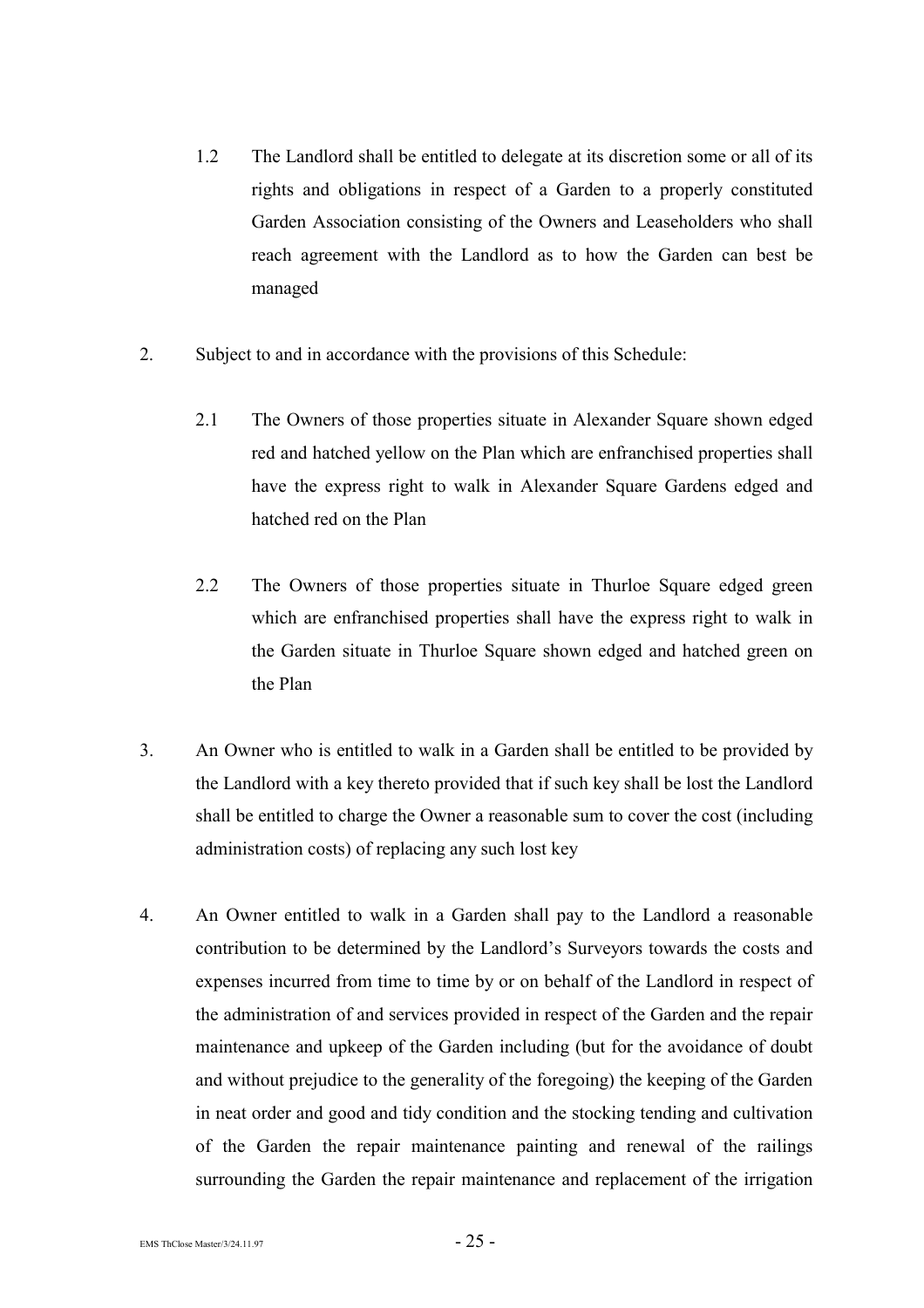1.2 The Landlord shall be entitled to delegate at its discretion some or all of its rights and obligations in respect of a Garden to a properly constituted Garden Association consisting of the Owners and Leaseholders who shall reach agreement with the Landlord as to how the Garden can best be managed

2. Subject to and in accordance with the provisions of this Schedule:

2.1 The Owners of those properties situate in Alexander Square shown edged red and hatched yellow on the Plan which are enfranchised properties shall have the express right to walk in Alexander Square Gardens edged and hatched red on the Plan

2.2 The Owners of those properties situate in Thurloe Square edged green which are enfranchised properties shall have the express right to walk in the Garden situate in Thurloe Square shown edged and hatched green on the Plan

3. An Owner who is entitled to walk in a Garden shall be entitled to be provided by the Landlord with a key thereto provided that if such key shall be lost the Landlord shall be entitled to charge the Owner a reasonable sum to cover the cost (including administration costs) of replacing any such lost key

4. An Owner entitled to walk in a Garden shall pay to the Landlord a reasonable contribution to be determined by the Landlord's Surveyors towards the costs and expenses incurred from time to time by or on behalf of the Landlord in respect of the administration of and services provided in respect of the Garden and the repair maintenance and upkeep of the Garden including (but for the avoidance of doubt and without prejudice to the generality of the foregoing) the keeping of the Garden in neat order and good and tidy condition and the stocking tending and cultivation of the Garden the repair maintenance painting and renewal of the railings surrounding the Garden the repair maintenance and replacement of the irrigation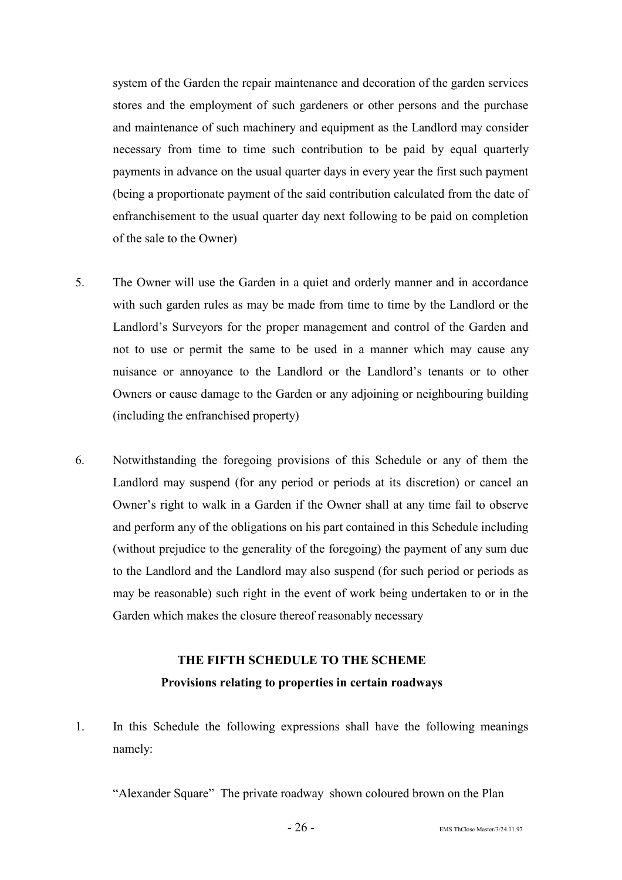system of the Garden the repair maintenance and decoration of the garden services stores and the employment of such gardeners or other persons and the purchase and maintenance of such machinery and equipment as the Landlord may consider necessary from time to time such contribution to be paid by equal quarterly payments in advance on the usual quarter days in every year the first such payment (being a proportionate payment of the said contribution calculated from the date of enfranchisement to the usual quarter day next following to be paid on completion of the sale to the Owner)

5. The Owner will use the Garden in a quiet and orderly manner and in accordance with such garden rules as may be made from time to time by the Landlord or the Landlord's Surveyors for the proper management and control of the Garden and not to use or permit the same to be used in a manner which may cause any nuisance or annoyance to the Landlord or the Landlord's tenants or to other Owners or cause damage to the Garden or any adjoining or neighbouring building (including the enfranchised property)

6. Notwithstanding the foregoing provisions of this Schedule or any of them the Landlord may suspend (for any period or periods at its discretion) or cancel an Owner's right to walk in a Garden if the Owner shall at any time fail to observe and perform any of the obligations on his part contained in this Schedule including (without prejudice to the generality of the foregoing) the payment of any sum due to the Landlord and the Landlord may also suspend (for such period or periods as may be reasonable) such right in the event of work being undertaken to or in the Garden which makes the closure thereof reasonably necessary

## THE FIFTH SCHEDULE TO THE SCHEME

### Provisions relating to properties in certain roadways

1. In this Schedule the following expressions shall have the following meanings namely:

"Alexander Square" The private roadway shown coloured brown on the Plan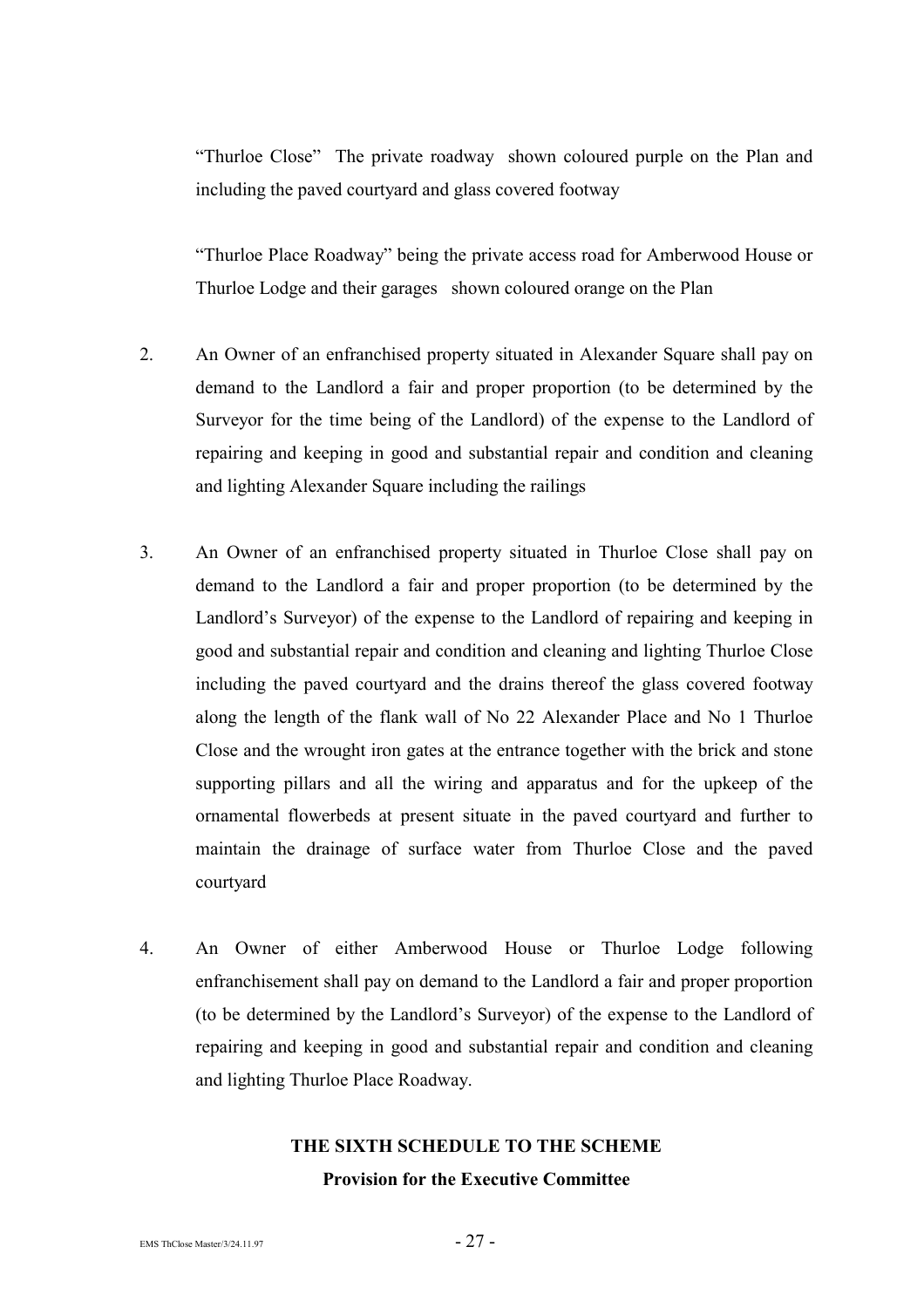"Thurloe Close" The private roadway shown coloured purple on the Plan and including the paved courtyard and glass covered footway

"Thurloe Place Roadway" being the private access road for Amberwood House or Thurloe Lodge and their garages shown coloured orange on the Plan

2. An Owner of an enfranchised property situated in Alexander Square shall pay on demand to the Landlord a fair and proper proportion (to be determined by the Surveyor for the time being of the Landlord) of the expense to the Landlord of repairing and keeping in good and substantial repair and condition and cleaning and lighting Alexander Square including the railings

3. An Owner of an enfranchised property situated in Thurloe Close shall pay on demand to the Landlord a fair and proper proportion (to be determined by the Landlord's Surveyor) of the expense to the Landlord of repairing and keeping in good and substantial repair and condition and cleaning and lighting Thurloe Close including the paved courtyard and the drains thereof the glass covered footway along the length of the flank wall of No 22 Alexander Place and No 1 Thurloe Close and the wrought iron gates at the entrance together with the brick and stone supporting pillars and all the wiring and apparatus and for the upkeep of the ornamental flowerbeds at present situate in the paved courtyard and further to maintain the drainage of surface water from Thurloe Close and the paved courtyard

4. An Owner of either Amberwood House or Thurloe Lodge following enfranchisement shall pay on demand to the Landlord a fair and proper proportion (to be determined by the Landlord's Surveyor) of the expense to the Landlord of repairing and keeping in good and substantial repair and condition and cleaning and lighting Thurloe Place Roadway.

## THE SIXTH SCHEDULE TO THE SCHEME

### Provision for the Executive Committee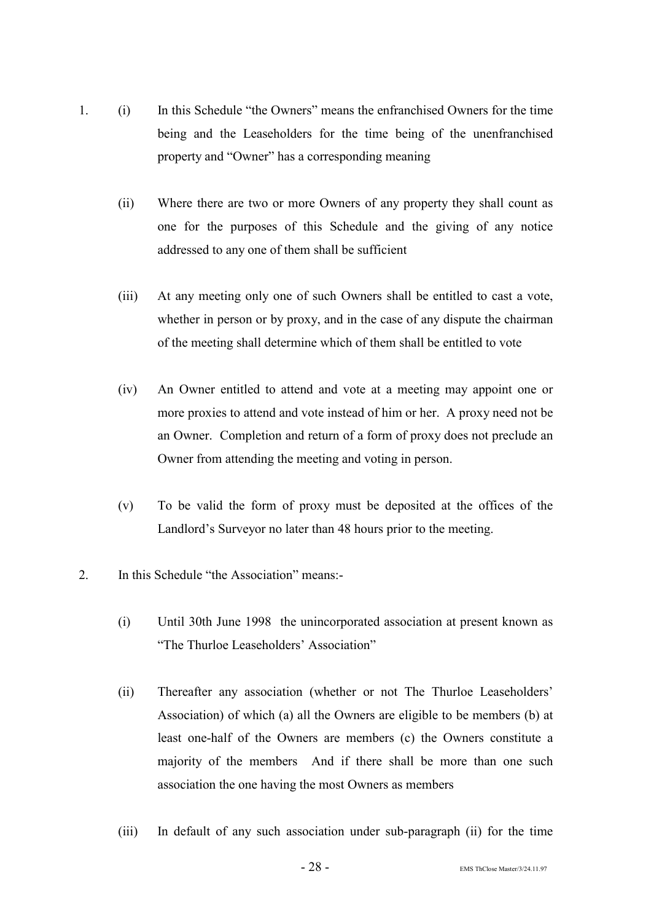1. (i) In this Schedule "the Owners" means the enfranchised Owners for the time being and the Leaseholders for the time being of the unenfranchised property and "Owner" has a corresponding meaning

   (ii) Where there are two or more Owners of any property they shall count as one for the purposes of this Schedule and the giving of any notice addressed to any one of them shall be sufficient

   (iii) At any meeting only one of such Owners shall be entitled to cast a vote, whether in person or by proxy, and in the case of any dispute the chairman of the meeting shall determine which of them shall be entitled to vote

   (iv) An Owner entitled to attend and vote at a meeting may appoint one or more proxies to attend and vote instead of him or her. A proxy need not be an Owner. Completion and return of a form of proxy does not preclude an Owner from attending the meeting and voting in person.

   (v) To be valid the form of proxy must be deposited at the offices of the Landlord's Surveyor no later than 48 hours prior to the meeting.

2. In this Schedule "the Association" means:-

   (i) Until 30th June 1998 the unincorporated association at present known as "The Thurloe Leaseholders' Association"

   (ii) Thereafter any association (whether or not The Thurloe Leaseholders' Association) of which (a) all the Owners are eligible to be members (b) at least one-half of the Owners are members (c) the Owners constitute a majority of the members And if there shall be more than one such association the one having the most Owners as members

   (iii) In default of any such association under sub-paragraph (ii) for the time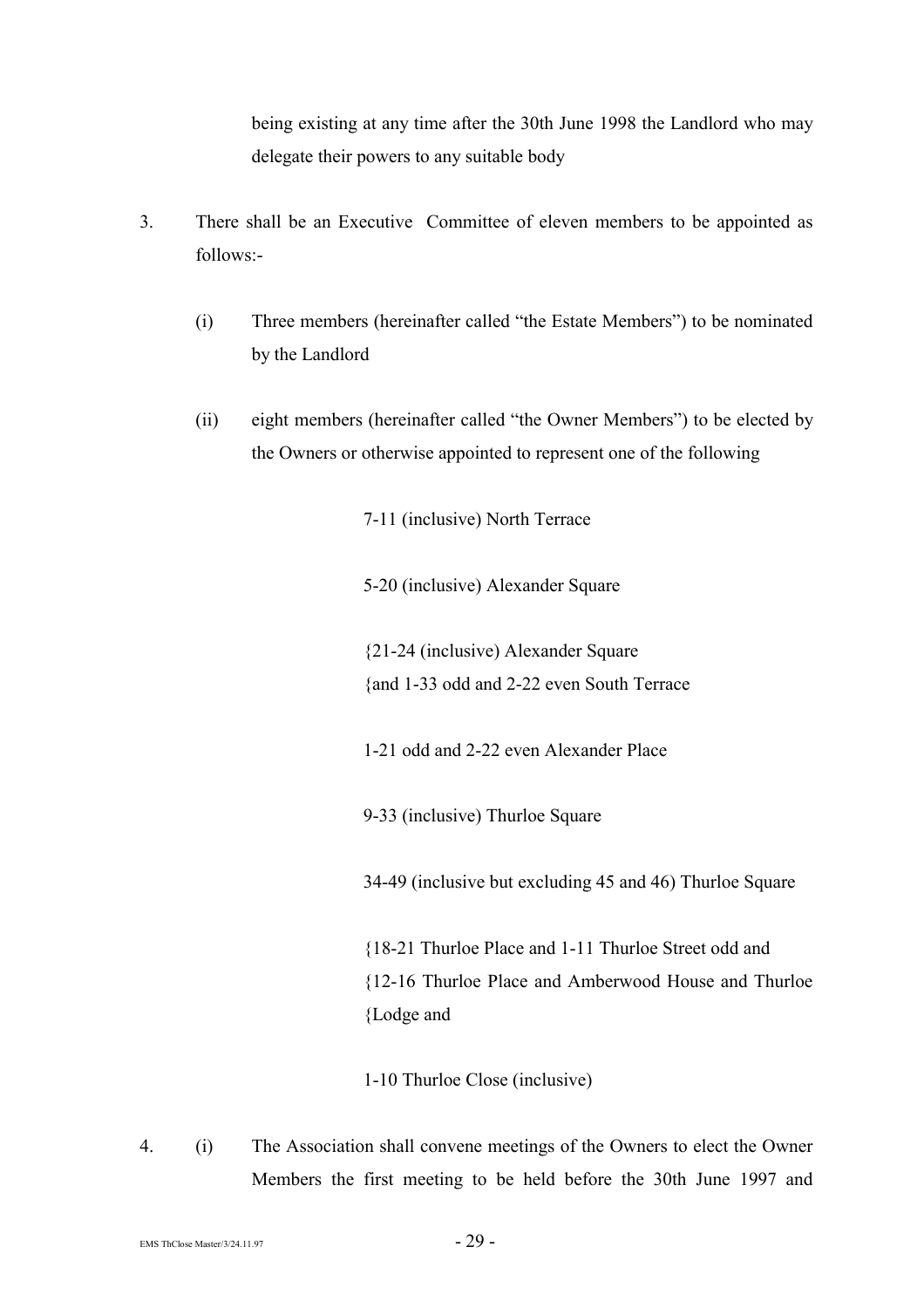being existing at any time after the 30th June 1998 the Landlord who may delegate their powers to any suitable body

3. There shall be an Executive Committee of eleven members to be appointed as follows:-

   (i) Three members (hereinafter called "the Estate Members") to be nominated by the Landlord

   (ii) eight members (hereinafter called "the Owner Members") to be elected by the Owners or otherwise appointed to represent one of the following

      7-11 (inclusive) North Terrace

      5-20 (inclusive) Alexander Square

      {21-24 (inclusive) Alexander Square
      {and 1-33 odd and 2-22 even South Terrace

      1-21 odd and 2-22 even Alexander Place

      9-33 (inclusive) Thurloe Square

      34-49 (inclusive but excluding 45 and 46) Thurloe Square

      {18-21 Thurloe Place and 1-11 Thurloe Street odd and
      {12-16 Thurloe Place and Amberwood House and Thurloe
      {Lodge and

      1-10 Thurloe Close (inclusive)

4. (i) The Association shall convene meetings of the Owners to elect the Owner Members the first meeting to be held before the 30th June 1997 and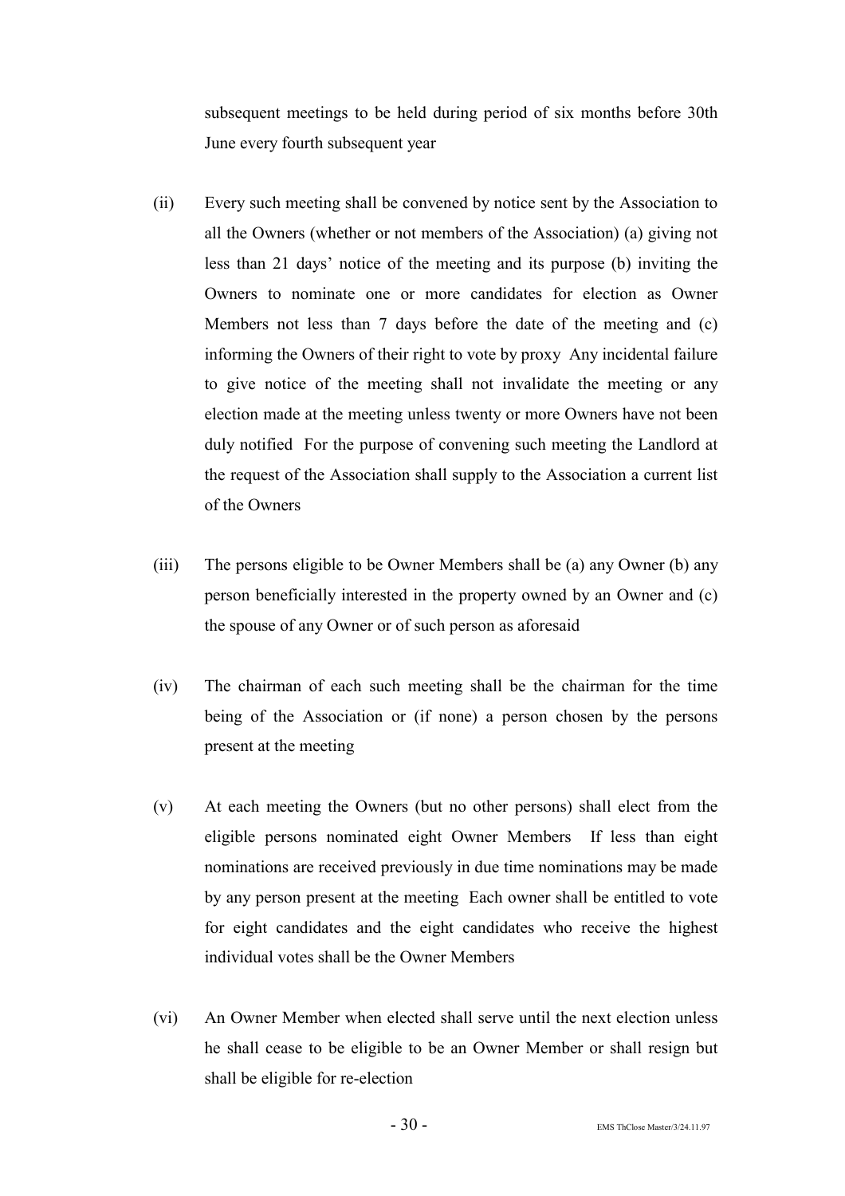subsequent meetings to be held during period of six months before 30th June every fourth subsequent year

(ii) Every such meeting shall be convened by notice sent by the Association to all the Owners (whether or not members of the Association) (a) giving not less than 21 days' notice of the meeting and its purpose (b) inviting the Owners to nominate one or more candidates for election as Owner Members not less than 7 days before the date of the meeting and (c) informing the Owners of their right to vote by proxy Any incidental failure to give notice of the meeting shall not invalidate the meeting or any election made at the meeting unless twenty or more Owners have not been duly notified For the purpose of convening such meeting the Landlord at the request of the Association shall supply to the Association a current list of the Owners

(iii) The persons eligible to be Owner Members shall be (a) any Owner (b) any person beneficially interested in the property owned by an Owner and (c) the spouse of any Owner or of such person as aforesaid

(iv) The chairman of each such meeting shall be the chairman for the time being of the Association or (if none) a person chosen by the persons present at the meeting

(v) At each meeting the Owners (but no other persons) shall elect from the eligible persons nominated eight Owner Members If less than eight nominations are received previously in due time nominations may be made by any person present at the meeting Each owner shall be entitled to vote for eight candidates and the eight candidates who receive the highest individual votes shall be the Owner Members

(vi) An Owner Member when elected shall serve until the next election unless he shall cease to be eligible to be an Owner Member or shall resign but shall be eligible for re-election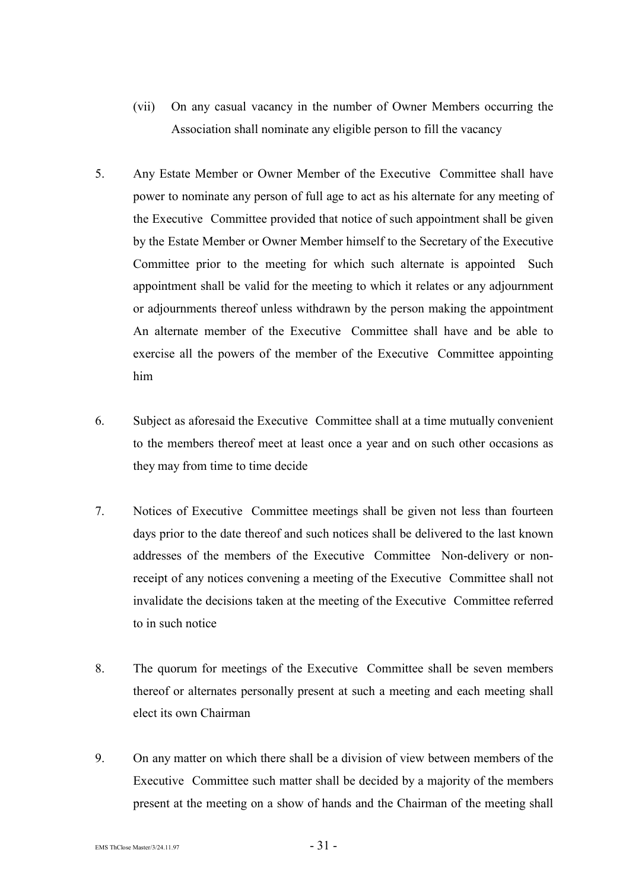(vii) On any casual vacancy in the number of Owner Members occurring the Association shall nominate any eligible person to fill the vacancy

5. Any Estate Member or Owner Member of the Executive Committee shall have power to nominate any person of full age to act as his alternate for any meeting of the Executive Committee provided that notice of such appointment shall be given by the Estate Member or Owner Member himself to the Secretary of the Executive Committee prior to the meeting for which such alternate is appointed Such appointment shall be valid for the meeting to which it relates or any adjournment or adjournments thereof unless withdrawn by the person making the appointment An alternate member of the Executive Committee shall have and be able to exercise all the powers of the member of the Executive Committee appointing him

6. Subject as aforesaid the Executive Committee shall at a time mutually convenient to the members thereof meet at least once a year and on such other occasions as they may from time to time decide

7. Notices of Executive Committee meetings shall be given not less than fourteen days prior to the date thereof and such notices shall be delivered to the last known addresses of the members of the Executive Committee Non-delivery or non-receipt of any notices convening a meeting of the Executive Committee shall not invalidate the decisions taken at the meeting of the Executive Committee referred to in such notice

8. The quorum for meetings of the Executive Committee shall be seven members thereof or alternates personally present at such a meeting and each meeting shall elect its own Chairman

9. On any matter on which there shall be a division of view between members of the Executive Committee such matter shall be decided by a majority of the members present at the meeting on a show of hands and the Chairman of the meeting shall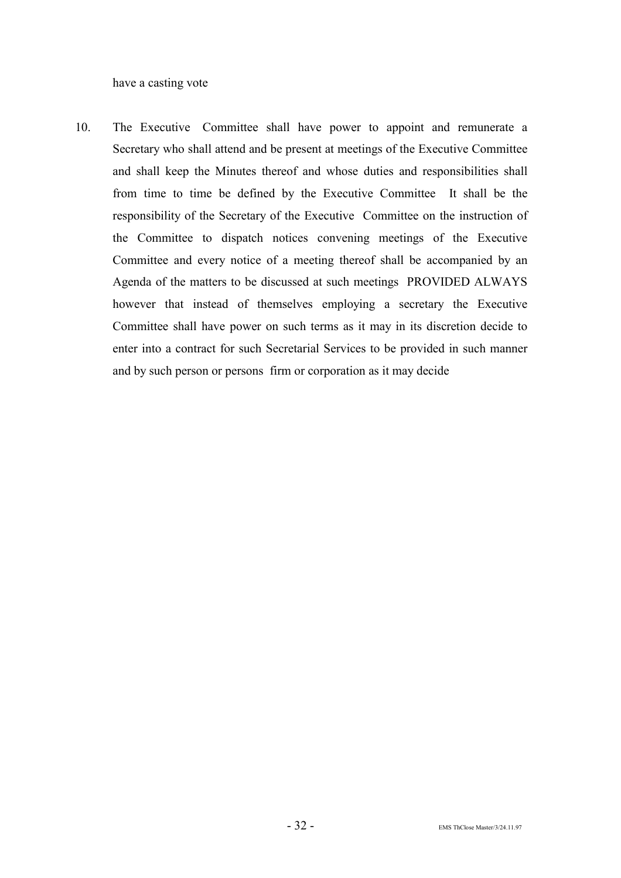have a casting vote

10. The Executive Committee shall have power to appoint and remunerate a Secretary who shall attend and be present at meetings of the Executive Committee and shall keep the Minutes thereof and whose duties and responsibilities shall from time to time be defined by the Executive Committee It shall be the responsibility of the Secretary of the Executive Committee on the instruction of the Committee to dispatch notices convening meetings of the Executive Committee and every notice of a meeting thereof shall be accompanied by an Agenda of the matters to be discussed at such meetings PROVIDED ALWAYS however that instead of themselves employing a secretary the Executive Committee shall have power on such terms as it may in its discretion decide to enter into a contract for such Secretarial Services to be provided in such manner and by such person or persons firm or corporation as it may decide